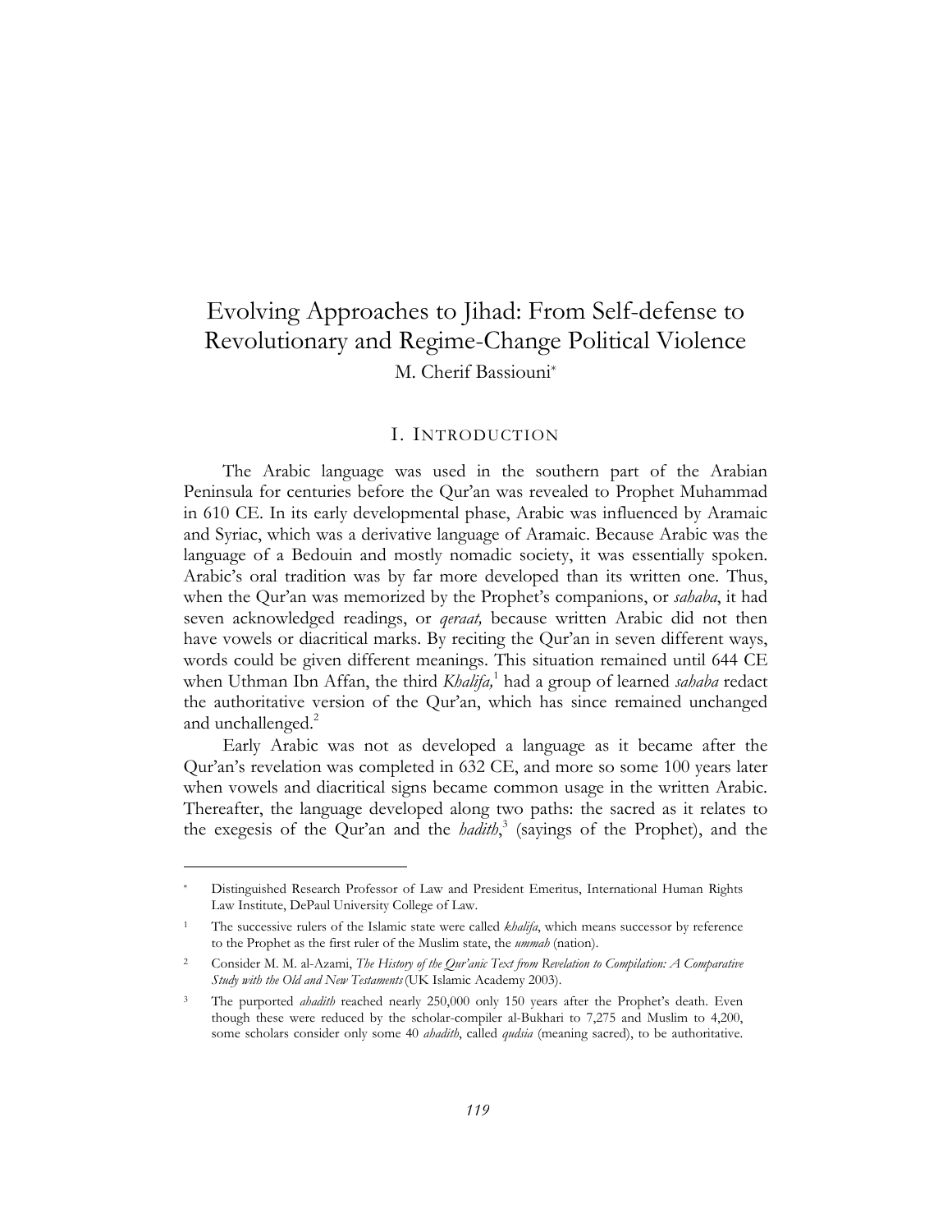# Evolving Approaches to Jihad: From Self-defense to Revolutionary and Regime-Change Political Violence

M. Cherif Bassiouni[*]

## I. INTRODUCTION

The Arabic language was used in the southern part of the Arabian Peninsula for centuries before the Qur'an was revealed to Prophet Muhammad in 610 CE. In its early developmental phase, Arabic was influenced by Aramaic and Syriac, which was a derivative language of Aramaic. Because Arabic was the language of a Bedouin and mostly nomadic society, it was essentially spoken. Arabic's oral tradition was by far more developed than its written one. Thus, when the Qur'an was memorized by the Prophet's companions, or *sahaba*, it had seven acknowledged readings, or *qeraat,* because written Arabic did not then have vowels or diacritical marks. By reciting the Qur'an in seven different ways, words could be given different meanings. This situation remained until 644 CE when Uthman Ibn Affan, the third *Khalifa,*[1] had a group of learned *sahaba* redact the authoritative version of the Qur'an, which has since remained unchanged and unchallenged.[2]

Early Arabic was not as developed a language as it became after the Qur'an's revelation was completed in 632 CE, and more so some 100 years later when vowels and diacritical signs became common usage in the written Arabic. Thereafter, the language developed along two paths: the sacred as it relates to the exegesis of the Qur'an and the *hadith*,[3] (sayings of the Prophet), and the

---

[*] Distinguished Research Professor of Law and President Emeritus, International Human Rights Law Institute, DePaul University College of Law.

[1] The successive rulers of the Islamic state were called *khalifa*, which means successor by reference to the Prophet as the first ruler of the Muslim state, the *ummah* (nation).

[2] Consider M. M. al-Azami, *The History of the Qur'anic Text from Revelation to Compilation: A Comparative Study with the Old and New Testaments* (UK Islamic Academy 2003).

[3] The purported *ahadith* reached nearly 250,000 only 150 years after the Prophet's death. Even though these were reduced by the scholar-compiler al-Bukhari to 7,275 and Muslim to 4,200, some scholars consider only some 40 *ahadith*, called *qudsia* (meaning sacred), to be authoritative.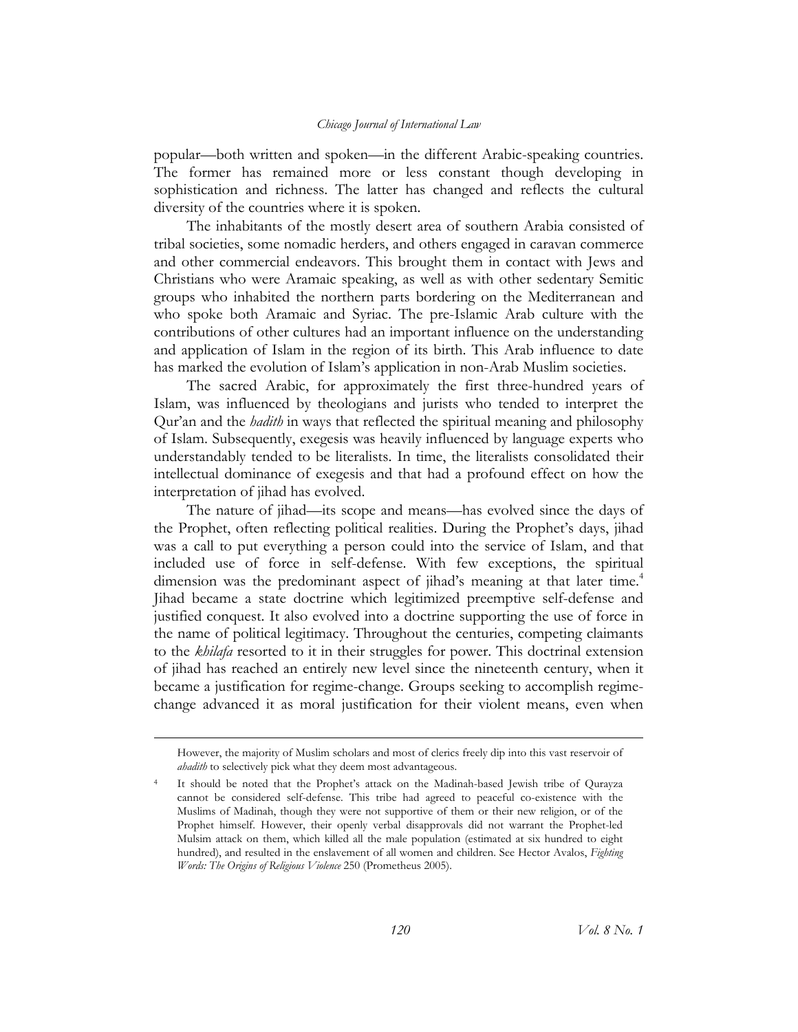popular—both written and spoken—in the different Arabic-speaking countries. The former has remained more or less constant though developing in sophistication and richness. The latter has changed and reflects the cultural diversity of the countries where it is spoken.

The inhabitants of the mostly desert area of southern Arabia consisted of tribal societies, some nomadic herders, and others engaged in caravan commerce and other commercial endeavors. This brought them in contact with Jews and Christians who were Aramaic speaking, as well as with other sedentary Semitic groups who inhabited the northern parts bordering on the Mediterranean and who spoke both Aramaic and Syriac. The pre-Islamic Arab culture with the contributions of other cultures had an important influence on the understanding and application of Islam in the region of its birth. This Arab influence to date has marked the evolution of Islam's application in non-Arab Muslim societies.

The sacred Arabic, for approximately the first three-hundred years of Islam, was influenced by theologians and jurists who tended to interpret the Qur'an and the *hadith* in ways that reflected the spiritual meaning and philosophy of Islam. Subsequently, exegesis was heavily influenced by language experts who understandably tended to be literalists. In time, the literalists consolidated their intellectual dominance of exegesis and that had a profound effect on how the interpretation of jihad has evolved.

The nature of jihad—its scope and means—has evolved since the days of the Prophet, often reflecting political realities. During the Prophet's days, jihad was a call to put everything a person could into the service of Islam, and that included use of force in self-defense. With few exceptions, the spiritual dimension was the predominant aspect of jihad's meaning at that later time.[4] Jihad became a state doctrine which legitimized preemptive self-defense and justified conquest. It also evolved into a doctrine supporting the use of force in the name of political legitimacy. Throughout the centuries, competing claimants to the *khilafa* resorted to it in their struggles for power. This doctrinal extension of jihad has reached an entirely new level since the nineteenth century, when it became a justification for regime-change. Groups seeking to accomplish regime-change advanced it as moral justification for their violent means, even when

---

However, the majority of Muslim scholars and most of clerics freely dip into this vast reservoir of *ahadith* to selectively pick what they deem most advantageous.

[4] It should be noted that the Prophet's attack on the Madinah-based Jewish tribe of Qurayza cannot be considered self-defense. This tribe had agreed to peaceful co-existence with the Muslims of Madinah, though they were not supportive of them or their new religion, or of the Prophet himself. However, their openly verbal disapprovals did not warrant the Prophet-led Mulsim attack on them, which killed all the male population (estimated at six hundred to eight hundred), and resulted in the enslavement of all women and children. See Hector Avalos, *Fighting Words: The Origins of Religious Violence* 250 (Prometheus 2005).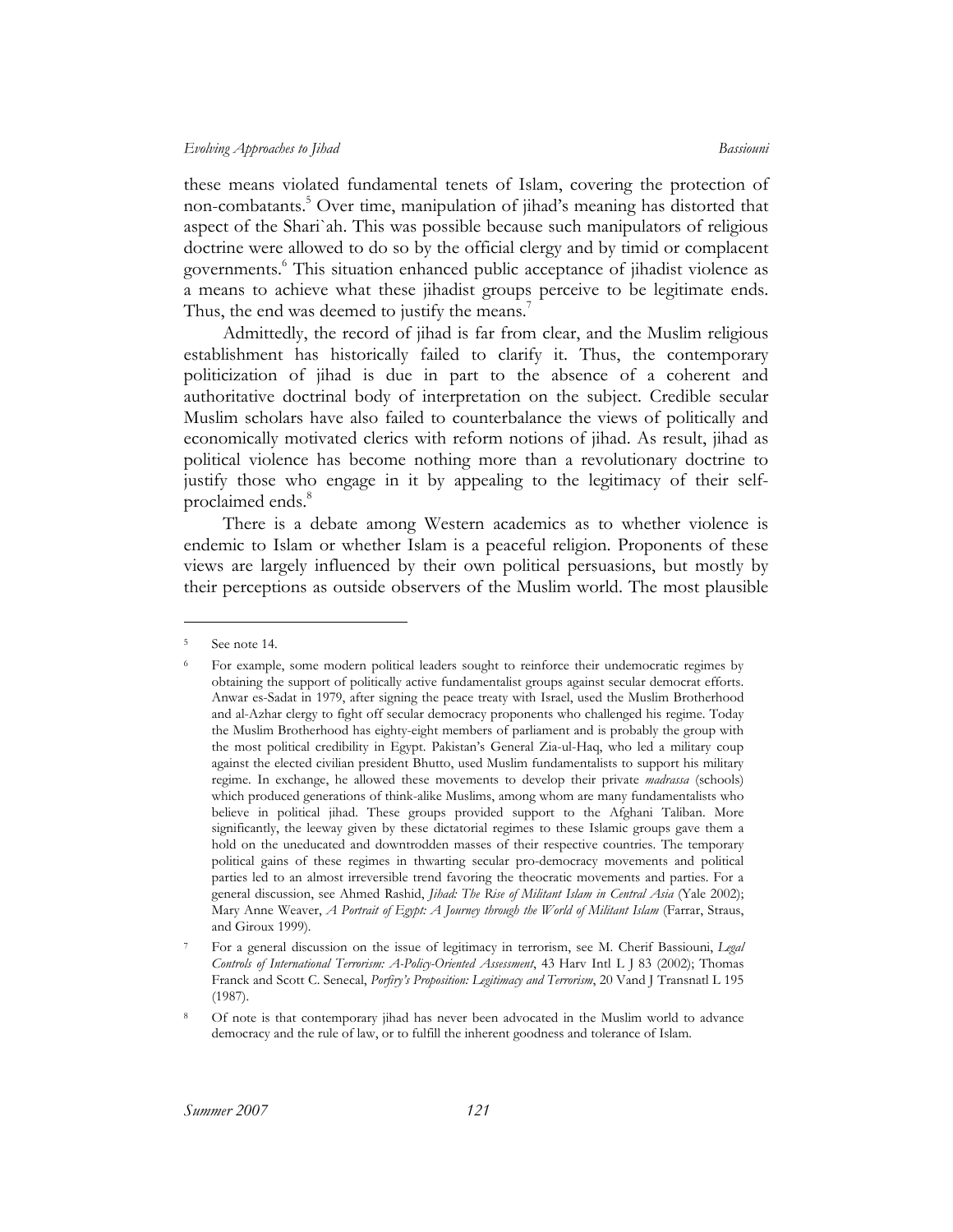these means violated fundamental tenets of Islam, covering the protection of non-combatants.[5] Over time, manipulation of jihad's meaning has distorted that aspect of the Shari`ah. This was possible because such manipulators of religious doctrine were allowed to do so by the official clergy and by timid or complacent governments.[6] This situation enhanced public acceptance of jihadist violence as a means to achieve what these jihadist groups perceive to be legitimate ends. Thus, the end was deemed to justify the means.[7]

Admittedly, the record of jihad is far from clear, and the Muslim religious establishment has historically failed to clarify it. Thus, the contemporary politicization of jihad is due in part to the absence of a coherent and authoritative doctrinal body of interpretation on the subject. Credible secular Muslim scholars have also failed to counterbalance the views of politically and economically motivated clerics with reform notions of jihad. As result, jihad as political violence has become nothing more than a revolutionary doctrine to justify those who engage in it by appealing to the legitimacy of their self-proclaimed ends.[8]

There is a debate among Western academics as to whether violence is endemic to Islam or whether Islam is a peaceful religion. Proponents of these views are largely influenced by their own political persuasions, but mostly by their perceptions as outside observers of the Muslim world. The most plausible

---

[5] See note 14.

[6] For example, some modern political leaders sought to reinforce their undemocratic regimes by obtaining the support of politically active fundamentalist groups against secular democrat efforts. Anwar es-Sadat in 1979, after signing the peace treaty with Israel, used the Muslim Brotherhood and al-Azhar clergy to fight off secular democracy proponents who challenged his regime. Today the Muslim Brotherhood has eighty-eight members of parliament and is probably the group with the most political credibility in Egypt. Pakistan's General Zia-ul-Haq, who led a military coup against the elected civilian president Bhutto, used Muslim fundamentalists to support his military regime. In exchange, he allowed these movements to develop their private *madrassa* (schools) which produced generations of think-alike Muslims, among whom are many fundamentalists who believe in political jihad. These groups provided support to the Afghani Taliban. More significantly, the leeway given by these dictatorial regimes to these Islamic groups gave them a hold on the uneducated and downtrodden masses of their respective countries. The temporary political gains of these regimes in thwarting secular pro-democracy movements and political parties led to an almost irreversible trend favoring the theocratic movements and parties. For a general discussion, see Ahmed Rashid, *Jihad: The Rise of Militant Islam in Central Asia* (Yale 2002); Mary Anne Weaver, *A Portrait of Egypt: A Journey through the World of Militant Islam* (Farrar, Straus, and Giroux 1999).

[7] For a general discussion on the issue of legitimacy in terrorism, see M. Cherif Bassiouni, *Legal Controls of International Terrorism: A-Policy-Oriented Assessment*, 43 Harv Intl L J 83 (2002); Thomas Franck and Scott C. Senecal, *Porfiry's Proposition: Legitimacy and Terrorism*, 20 Vand J Transnatl L 195 (1987).

[8] Of note is that contemporary jihad has never been advocated in the Muslim world to advance democracy and the rule of law, or to fulfill the inherent goodness and tolerance of Islam.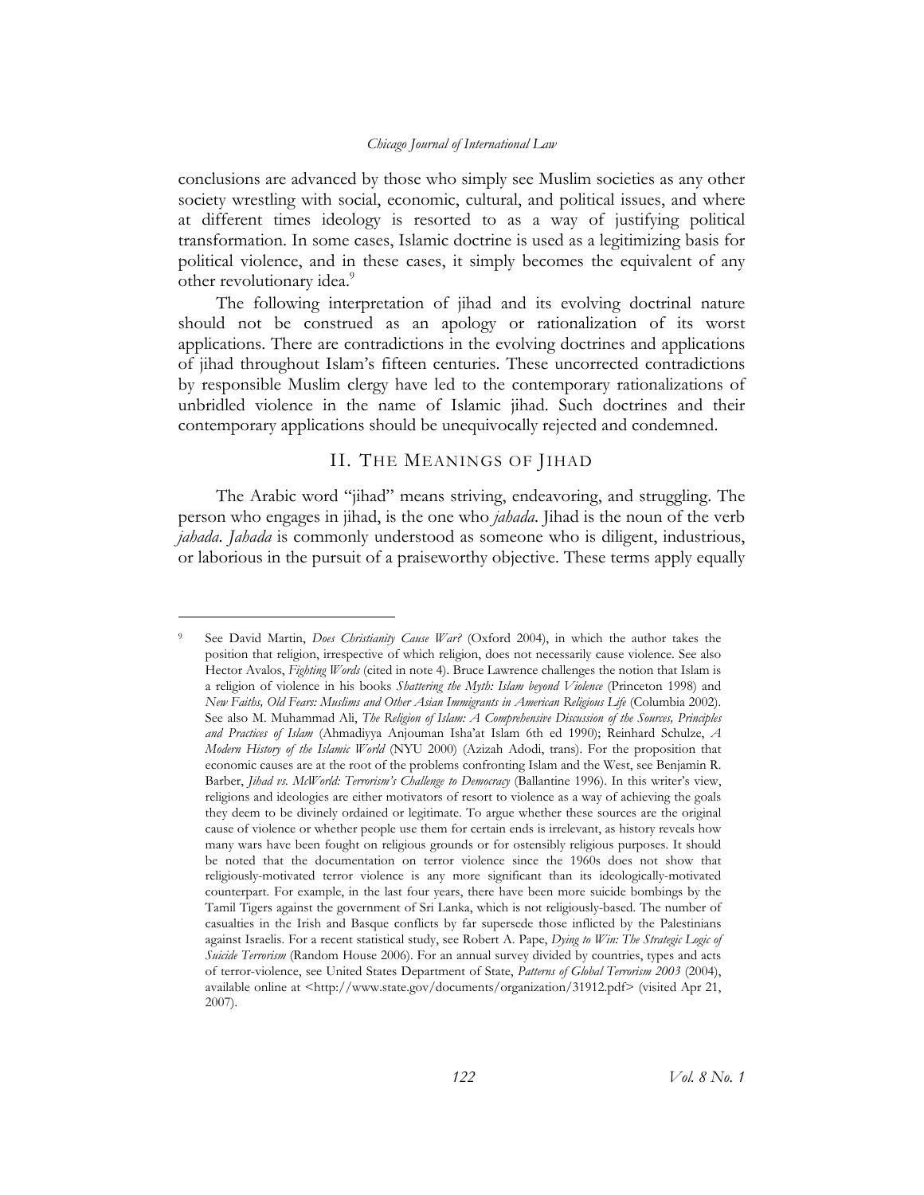conclusions are advanced by those who simply see Muslim societies as any other society wrestling with social, economic, cultural, and political issues, and where at different times ideology is resorted to as a way of justifying political transformation. In some cases, Islamic doctrine is used as a legitimizing basis for political violence, and in these cases, it simply becomes the equivalent of any other revolutionary idea.[9]

The following interpretation of jihad and its evolving doctrinal nature should not be construed as an apology or rationalization of its worst applications. There are contradictions in the evolving doctrines and applications of jihad throughout Islam's fifteen centuries. These uncorrected contradictions by responsible Muslim clergy have led to the contemporary rationalizations of unbridled violence in the name of Islamic jihad. Such doctrines and their contemporary applications should be unequivocally rejected and condemned.

## II. THE MEANINGS OF JIHAD

The Arabic word "jihad" means striving, endeavoring, and struggling. The person who engages in jihad, is the one who *jahada*. Jihad is the noun of the verb *jahada*. *Jahada* is commonly understood as someone who is diligent, industrious, or laborious in the pursuit of a praiseworthy objective. These terms apply equally

---

[9] See David Martin, *Does Christianity Cause War?* (Oxford 2004), in which the author takes the position that religion, irrespective of which religion, does not necessarily cause violence. See also Hector Avalos, *Fighting Words* (cited in note 4). Bruce Lawrence challenges the notion that Islam is a religion of violence in his books *Shattering the Myth: Islam beyond Violence* (Princeton 1998) and *New Faiths, Old Fears: Muslims and Other Asian Immigrants in American Religious Life* (Columbia 2002). See also M. Muhammad Ali, *The Religion of Islam: A Comprehensive Discussion of the Sources, Principles and Practices of Islam* (Ahmadiyya Anjouman Isha'at Islam 6th ed 1990); Reinhard Schulze, *A Modern History of the Islamic World* (NYU 2000) (Azizah Adodi, trans). For the proposition that economic causes are at the root of the problems confronting Islam and the West, see Benjamin R. Barber, *Jihad vs. McWorld: Terrorism's Challenge to Democracy* (Ballantine 1996). In this writer's view, religions and ideologies are either motivators of resort to violence as a way of achieving the goals they deem to be divinely ordained or legitimate. To argue whether these sources are the original cause of violence or whether people use them for certain ends is irrelevant, as history reveals how many wars have been fought on religious grounds or for ostensibly religious purposes. It should be noted that the documentation on terror violence since the 1960s does not show that religiously-motivated terror violence is any more significant than its ideologically-motivated counterpart. For example, in the last four years, there have been more suicide bombings by the Tamil Tigers against the government of Sri Lanka, which is not religiously-based. The number of casualties in the Irish and Basque conflicts by far supersede those inflicted by the Palestinians against Israelis. For a recent statistical study, see Robert A. Pape, *Dying to Win: The Strategic Logic of Suicide Terrorism* (Random House 2006). For an annual survey divided by countries, types and acts of terror-violence, see United States Department of State, *Patterns of Global Terrorism 2003* (2004), available online at <http://www.state.gov/documents/organization/31912.pdf> (visited Apr 21, 2007).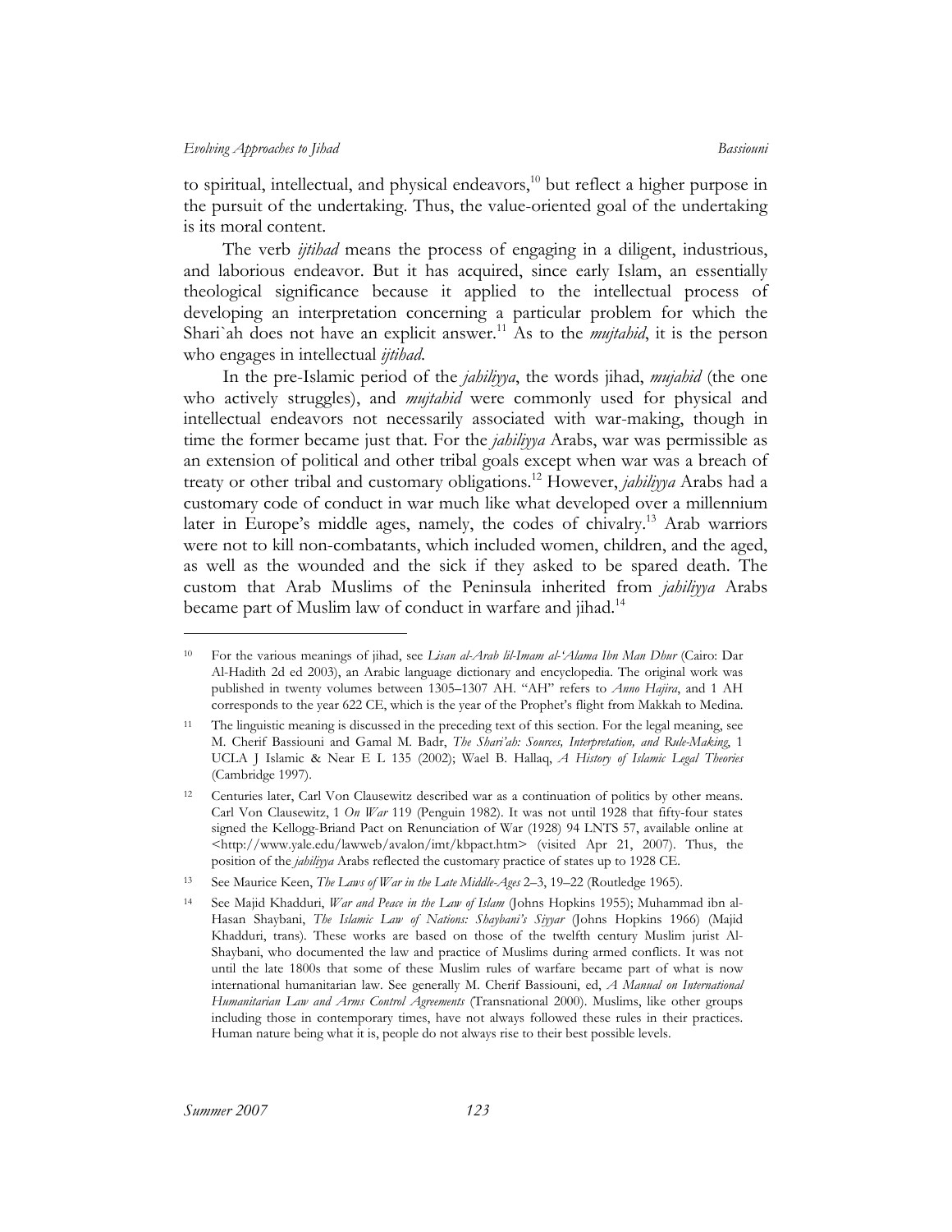to spiritual, intellectual, and physical endeavors,[10] but reflect a higher purpose in the pursuit of the undertaking. Thus, the value-oriented goal of the undertaking is its moral content.

The verb *ijtihad* means the process of engaging in a diligent, industrious, and laborious endeavor. But it has acquired, since early Islam, an essentially theological significance because it applied to the intellectual process of developing an interpretation concerning a particular problem for which the Shari`ah does not have an explicit answer.[11] As to the *mujtahid*, it is the person who engages in intellectual *ijtihad*.

In the pre-Islamic period of the *jahiliyya*, the words jihad, *mujahid* (the one who actively struggles), and *mujtahid* were commonly used for physical and intellectual endeavors not necessarily associated with war-making, though in time the former became just that. For the *jahiliyya* Arabs, war was permissible as an extension of political and other tribal goals except when war was a breach of treaty or other tribal and customary obligations.[12] However, *jahiliyya* Arabs had a customary code of conduct in war much like what developed over a millennium later in Europe's middle ages, namely, the codes of chivalry.[13] Arab warriors were not to kill non-combatants, which included women, children, and the aged, as well as the wounded and the sick if they asked to be spared death. The custom that Arab Muslims of the Peninsula inherited from *jahiliyya* Arabs became part of Muslim law of conduct in warfare and jihad.[14]

---

[10] For the various meanings of jihad, see *Lisan al-Arab lil-Imam al-'Alama Ibn Man Dhur* (Cairo: Dar Al-Hadith 2d ed 2003), an Arabic language dictionary and encyclopedia. The original work was published in twenty volumes between 1305–1307 AH. "AH" refers to *Anno Hajira*, and 1 AH corresponds to the year 622 CE, which is the year of the Prophet's flight from Makkah to Medina.

[11] The linguistic meaning is discussed in the preceding text of this section. For the legal meaning, see M. Cherif Bassiouni and Gamal M. Badr, *The Shari'ah: Sources, Interpretation, and Rule-Making*, 1 UCLA J Islamic & Near E L 135 (2002); Wael B. Hallaq, *A History of Islamic Legal Theories* (Cambridge 1997).

[12] Centuries later, Carl Von Clausewitz described war as a continuation of politics by other means. Carl Von Clausewitz, 1 *On War* 119 (Penguin 1982). It was not until 1928 that fifty-four states signed the Kellogg-Briand Pact on Renunciation of War (1928) 94 LNTS 57, available online at <http://www.yale.edu/lawweb/avalon/imt/kbpact.htm> (visited Apr 21, 2007). Thus, the position of the *jahiliyya* Arabs reflected the customary practice of states up to 1928 CE.

[13] See Maurice Keen, *The Laws of War in the Late Middle-Ages* 2–3, 19–22 (Routledge 1965).

[14] See Majid Khadduri, *War and Peace in the Law of Islam* (Johns Hopkins 1955); Muhammad ibn al-Hasan Shaybani, *The Islamic Law of Nations: Shaybani's Siyyar* (Johns Hopkins 1966) (Majid Khadduri, trans). These works are based on those of the twelfth century Muslim jurist Al-Shaybani, who documented the law and practice of Muslims during armed conflicts. It was not until the late 1800s that some of these Muslim rules of warfare became part of what is now international humanitarian law. See generally M. Cherif Bassiouni, ed, *A Manual on International Humanitarian Law and Arms Control Agreements* (Transnational 2000). Muslims, like other groups including those in contemporary times, have not always followed these rules in their practices. Human nature being what it is, people do not always rise to their best possible levels.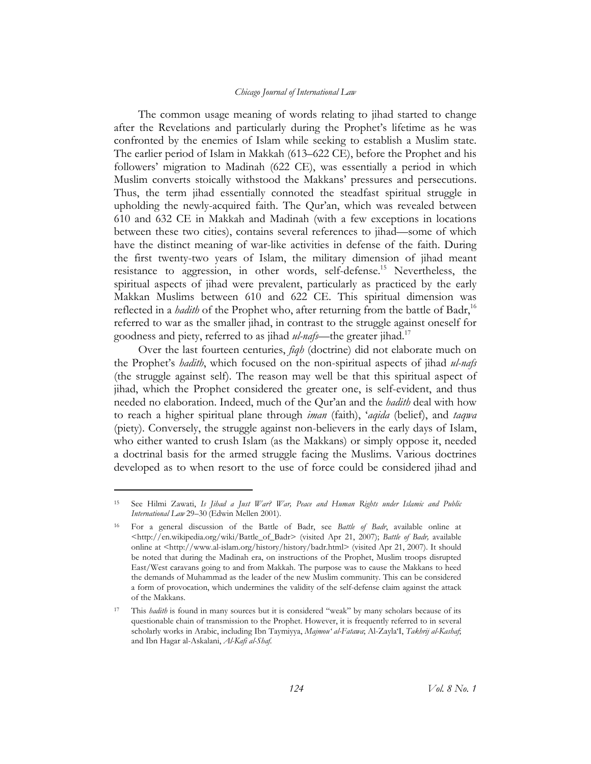The common usage meaning of words relating to jihad started to change after the Revelations and particularly during the Prophet's lifetime as he was confronted by the enemies of Islam while seeking to establish a Muslim state. The earlier period of Islam in Makkah (613–622 CE), before the Prophet and his followers' migration to Madinah (622 CE), was essentially a period in which Muslim converts stoically withstood the Makkans' pressures and persecutions. Thus, the term jihad essentially connoted the steadfast spiritual struggle in upholding the newly-acquired faith. The Qur'an, which was revealed between 610 and 632 CE in Makkah and Madinah (with a few exceptions in locations between these two cities), contains several references to jihad—some of which have the distinct meaning of war-like activities in defense of the faith. During the first twenty-two years of Islam, the military dimension of jihad meant resistance to aggression, in other words, self-defense.[15] Nevertheless, the spiritual aspects of jihad were prevalent, particularly as practiced by the early Makkan Muslims between 610 and 622 CE. This spiritual dimension was reflected in a *hadith* of the Prophet who, after returning from the battle of Badr,[16] referred to war as the smaller jihad, in contrast to the struggle against oneself for goodness and piety, referred to as jihad *ul-nafs*—the greater jihad.[17]

Over the last fourteen centuries, *fiqh* (doctrine) did not elaborate much on the Prophet's *hadith*, which focused on the non-spiritual aspects of jihad *ul-nafs* (the struggle against self). The reason may well be that this spiritual aspect of jihad, which the Prophet considered the greater one, is self-evident, and thus needed no elaboration. Indeed, much of the Qur'an and the *hadith* deal with how to reach a higher spiritual plane through *iman* (faith), '*aqida* (belief), and *taqwa* (piety). Conversely, the struggle against non-believers in the early days of Islam, who either wanted to crush Islam (as the Makkans) or simply oppose it, needed a doctrinal basis for the armed struggle facing the Muslims. Various doctrines developed as to when resort to the use of force could be considered jihad and

---

[15] See Hilmi Zawati, *Is Jihad a Just War? War, Peace and Human Rights under Islamic and Public International Law* 29–30 (Edwin Mellen 2001).

[16] For a general discussion of the Battle of Badr, see *Battle of Badr*, available online at <http://en.wikipedia.org/wiki/Battle_of_Badr> (visited Apr 21, 2007); *Battle of Badr,* available online at <http://www.al-islam.org/history/history/badr.html> (visited Apr 21, 2007). It should be noted that during the Madinah era, on instructions of the Prophet, Muslim troops disrupted East/West caravans going to and from Makkah. The purpose was to cause the Makkans to heed the demands of Muhammad as the leader of the new Muslim community. This can be considered a form of provocation, which undermines the validity of the self-defense claim against the attack of the Makkans.

[17] This *hadith* is found in many sources but it is considered "weak" by many scholars because of its questionable chain of transmission to the Prophet. However, it is frequently referred to in several scholarly works in Arabic, including Ibn Taymiyya, *Majmou' al-Fatawa*; Al-Zayla'I, *Takhrij al-Kashaf*; and Ibn Hagar al-Askalani, *Al-Kafi al-Shaf*.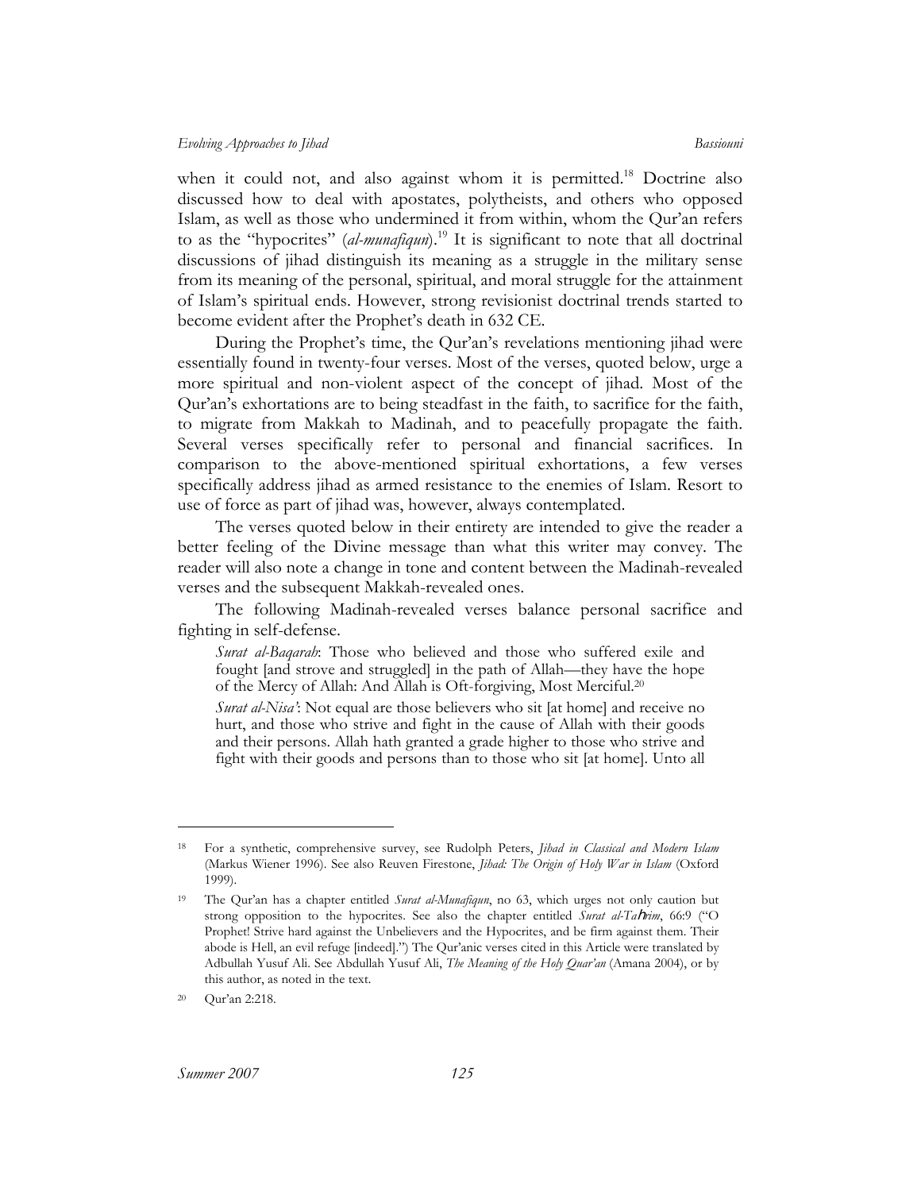when it could not, and also against whom it is permitted.[18] Doctrine also discussed how to deal with apostates, polytheists, and others who opposed Islam, as well as those who undermined it from within, whom the Qur'an refers to as the "hypocrites" (*al-munafiqun*).[19] It is significant to note that all doctrinal discussions of jihad distinguish its meaning as a struggle in the military sense from its meaning of the personal, spiritual, and moral struggle for the attainment of Islam's spiritual ends. However, strong revisionist doctrinal trends started to become evident after the Prophet's death in 632 CE.

During the Prophet's time, the Qur'an's revelations mentioning jihad were essentially found in twenty-four verses. Most of the verses, quoted below, urge a more spiritual and non-violent aspect of the concept of jihad. Most of the Qur'an's exhortations are to being steadfast in the faith, to sacrifice for the faith, to migrate from Makkah to Madinah, and to peacefully propagate the faith. Several verses specifically refer to personal and financial sacrifices. In comparison to the above-mentioned spiritual exhortations, a few verses specifically address jihad as armed resistance to the enemies of Islam. Resort to use of force as part of jihad was, however, always contemplated.

The verses quoted below in their entirety are intended to give the reader a better feeling of the Divine message than what this writer may convey. The reader will also note a change in tone and content between the Madinah-revealed verses and the subsequent Makkah-revealed ones.

The following Madinah-revealed verses balance personal sacrifice and fighting in self-defense.

> *Surat al-Baqarah*: Those who believed and those who suffered exile and fought [and strove and struggled] in the path of Allah—they have the hope of the Mercy of Allah: And Allah is Oft-forgiving, Most Merciful.[20]
>
> *Surat al-Nisa'*: Not equal are those believers who sit [at home] and receive no hurt, and those who strive and fight in the cause of Allah with their goods and their persons. Allah hath granted a grade higher to those who strive and fight with their goods and persons than to those who sit [at home]. Unto all

---

[18] For a synthetic, comprehensive survey, see Rudolph Peters, *Jihad in Classical and Modern Islam* (Markus Wiener 1996). See also Reuven Firestone, *Jihad: The Origin of Holy War in Islam* (Oxford 1999).

[19] The Qur'an has a chapter entitled *Surat al-Munafiqun*, no 63, which urges not only caution but strong opposition to the hypocrites. See also the chapter entitled *Surat al-Taḥrim*, 66:9 ("O Prophet! Strive hard against the Unbelievers and the Hypocrites, and be firm against them. Their abode is Hell, an evil refuge [indeed].") The Qur'anic verses cited in this Article were translated by Adbullah Yusuf Ali. See Abdullah Yusuf Ali, *The Meaning of the Holy Quar'an* (Amana 2004), or by this author, as noted in the text.

[20] Qur'an 2:218.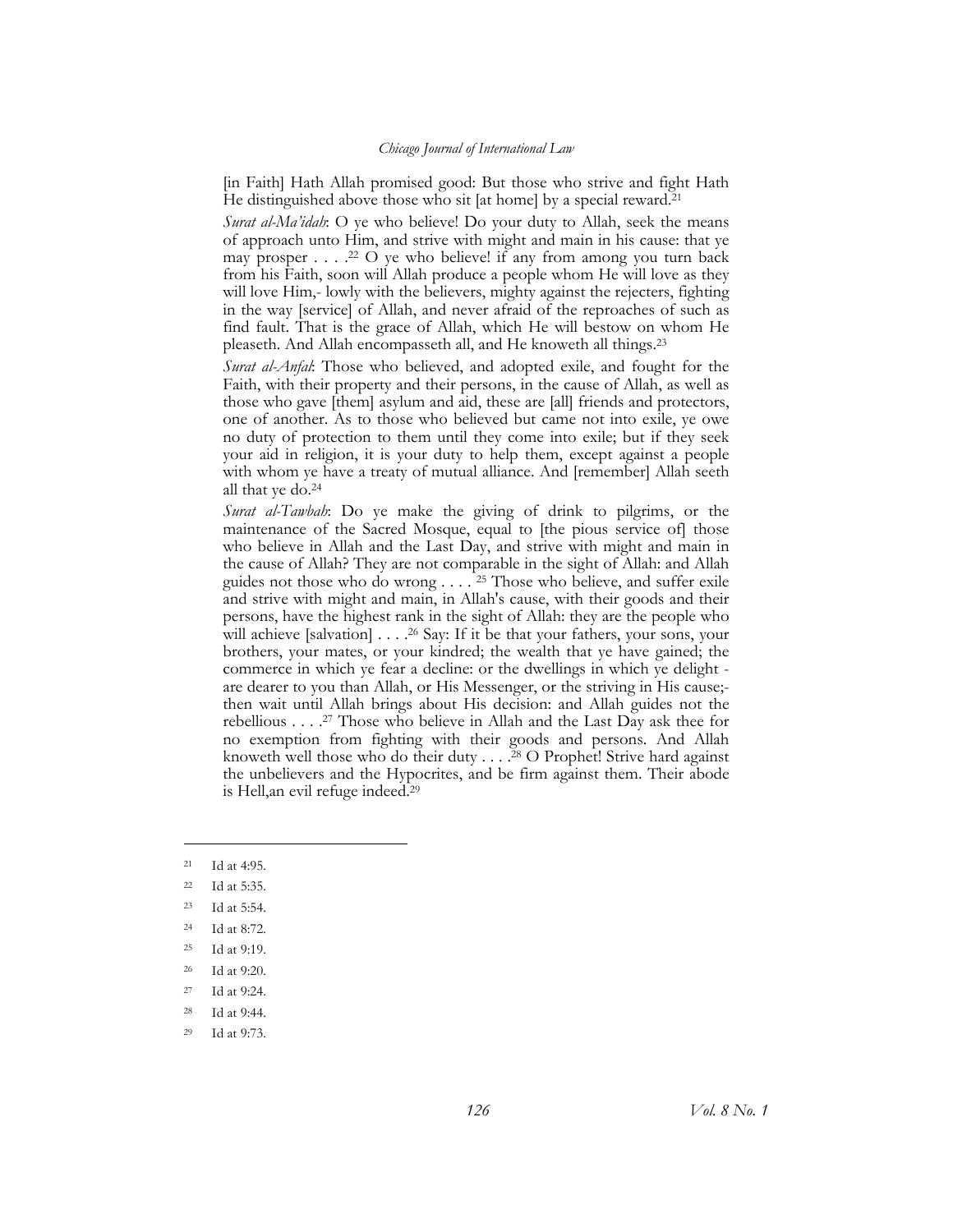[in Faith] Hath Allah promised good: But those who strive and fight Hath He distinguished above those who sit [at home] by a special reward.[21]

*Surat al-Ma'idah*: O ye who believe! Do your duty to Allah, seek the means of approach unto Him, and strive with might and main in his cause: that ye may prosper . . . .[22] O ye who believe! if any from among you turn back from his Faith, soon will Allah produce a people whom He will love as they will love Him,- lowly with the believers, mighty against the rejecters, fighting in the way [service] of Allah, and never afraid of the reproaches of such as find fault. That is the grace of Allah, which He will bestow on whom He pleaseth. And Allah encompasseth all, and He knoweth all things.[23]

*Surat al-Anfal*: Those who believed, and adopted exile, and fought for the Faith, with their property and their persons, in the cause of Allah, as well as those who gave [them] asylum and aid, these are [all] friends and protectors, one of another. As to those who believed but came not into exile, ye owe no duty of protection to them until they come into exile; but if they seek your aid in religion, it is your duty to help them, except against a people with whom ye have a treaty of mutual alliance. And [remember] Allah seeth all that ye do.[24]

*Surat al-Tawbah*: Do ye make the giving of drink to pilgrims, or the maintenance of the Sacred Mosque, equal to [the pious service of] those who believe in Allah and the Last Day, and strive with might and main in the cause of Allah? They are not comparable in the sight of Allah: and Allah guides not those who do wrong . . . .[25] Those who believe, and suffer exile and strive with might and main, in Allah's cause, with their goods and their persons, have the highest rank in the sight of Allah: they are the people who will achieve [salvation] . . . .[26] Say: If it be that your fathers, your sons, your brothers, your mates, or your kindred; the wealth that ye have gained; the commerce in which ye fear a decline: or the dwellings in which ye delight - are dearer to you than Allah, or His Messenger, or the striving in His cause;- then wait until Allah brings about His decision: and Allah guides not the rebellious . . . .[27] Those who believe in Allah and the Last Day ask thee for no exemption from fighting with their goods and persons. And Allah knoweth well those who do their duty . . . .[28] O Prophet! Strive hard against the unbelievers and the Hypocrites, and be firm against them. Their abode is Hell,an evil refuge indeed.[29]

---

[21] Id at 4:95.

[22] Id at 5:35.

[23] Id at 5:54.

[24] Id at 8:72.

[25] Id at 9:19.

[26] Id at 9:20.

[27] Id at 9:24.

[28] Id at 9:44.

[29] Id at 9:73.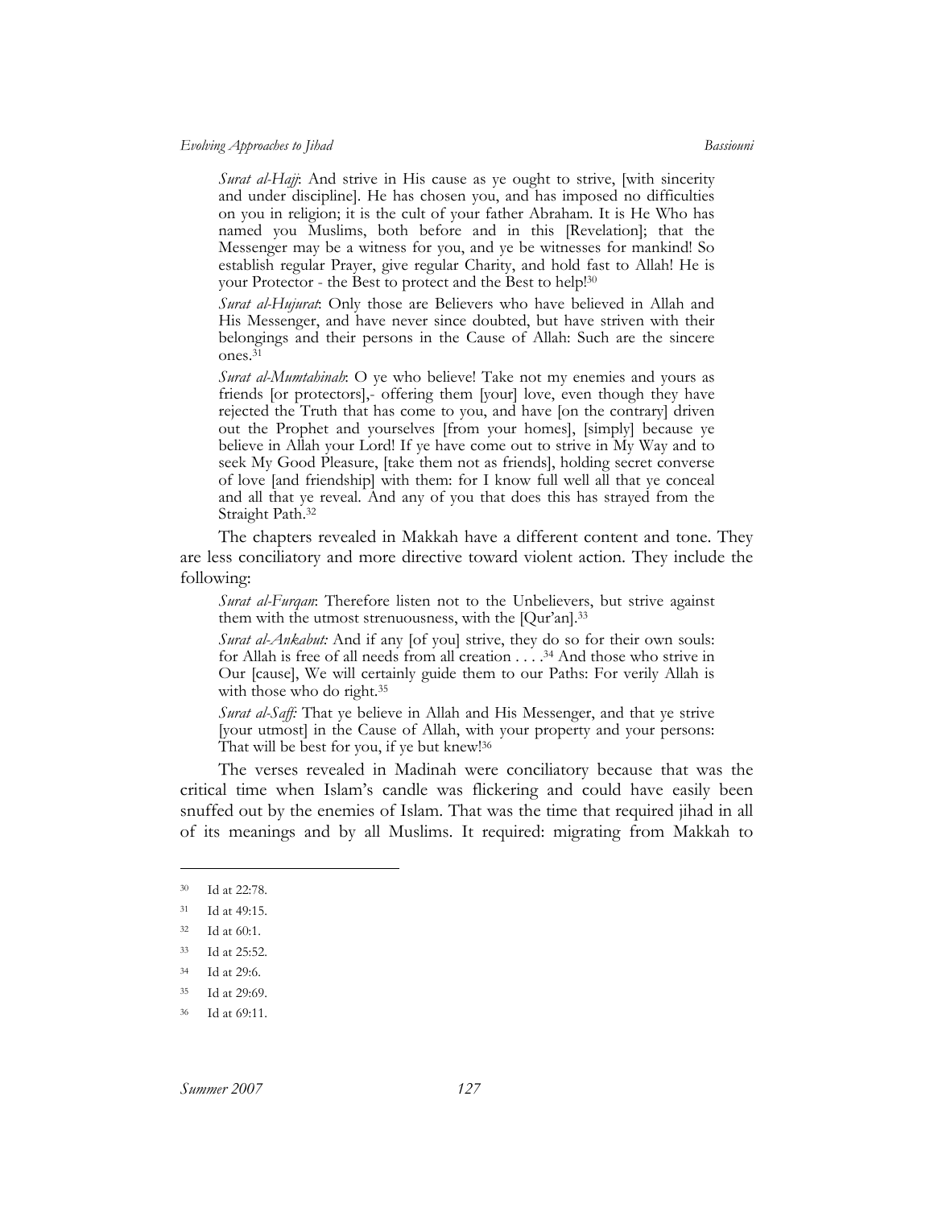*Surat al-Hajj*: And strive in His cause as ye ought to strive, [with sincerity and under discipline]. He has chosen you, and has imposed no difficulties on you in religion; it is the cult of your father Abraham. It is He Who has named you Muslims, both before and in this [Revelation]; that the Messenger may be a witness for you, and ye be witnesses for mankind! So establish regular Prayer, give regular Charity, and hold fast to Allah! He is your Protector - the Best to protect and the Best to help![30]

*Surat al-Hujurat*: Only those are Believers who have believed in Allah and His Messenger, and have never since doubted, but have striven with their belongings and their persons in the Cause of Allah: Such are the sincere ones.[31]

*Surat al-Mumtahinah*: O ye who believe! Take not my enemies and yours as friends [or protectors],- offering them [your] love, even though they have rejected the Truth that has come to you, and have [on the contrary] driven out the Prophet and yourselves [from your homes], [simply] because ye believe in Allah your Lord! If ye have come out to strive in My Way and to seek My Good Pleasure, [take them not as friends], holding secret converse of love [and friendship] with them: for I know full well all that ye conceal and all that ye reveal. And any of you that does this has strayed from the Straight Path.[32]

The chapters revealed in Makkah have a different content and tone. They are less conciliatory and more directive toward violent action. They include the following:

*Surat al-Furqan*: Therefore listen not to the Unbelievers, but strive against them with the utmost strenuousness, with the [Qur'an].[33]

*Surat al-Ankabut:* And if any [of you] strive, they do so for their own souls: for Allah is free of all needs from all creation . . . .[34] And those who strive in Our [cause], We will certainly guide them to our Paths: For verily Allah is with those who do right.[35]

*Surat al-Saff:* That ye believe in Allah and His Messenger, and that ye strive [your utmost] in the Cause of Allah, with your property and your persons: That will be best for you, if ye but knew![36]

The verses revealed in Madinah were conciliatory because that was the critical time when Islam's candle was flickering and could have easily been snuffed out by the enemies of Islam. That was the time that required jihad in all of its meanings and by all Muslims. It required: migrating from Makkah to

---

[30] Id at 22:78.

[31] Id at 49:15.

[32] Id at 60:1.

[33] Id at 25:52.

[34] Id at 29:6.

[35] Id at 29:69.

[36] Id at 69:11.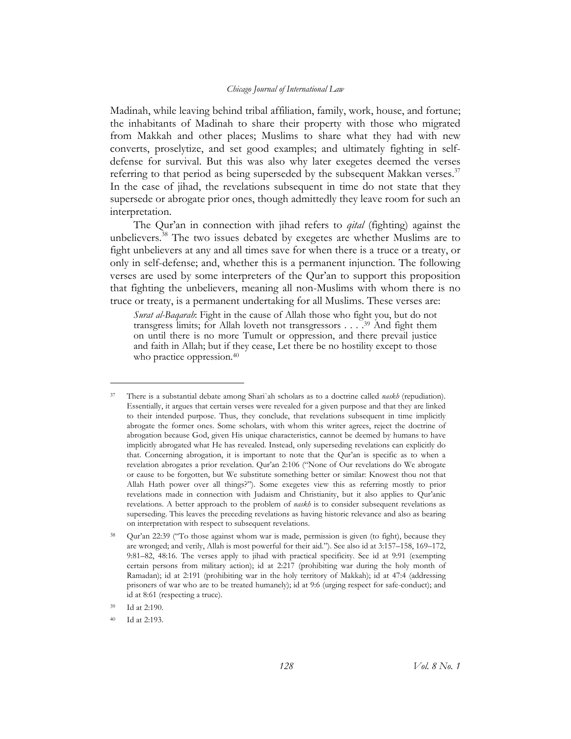Madinah, while leaving behind tribal affiliation, family, work, house, and fortune; the inhabitants of Madinah to share their property with those who migrated from Makkah and other places; Muslims to share what they had with new converts, proselytize, and set good examples; and ultimately fighting in self-defense for survival. But this was also why later exegetes deemed the verses referring to that period as being superseded by the subsequent Makkan verses.[37] In the case of jihad, the revelations subsequent in time do not state that they supersede or abrogate prior ones, though admittedly they leave room for such an interpretation.

The Qur'an in connection with jihad refers to *qital* (fighting) against the unbelievers.[38] The two issues debated by exegetes are whether Muslims are to fight unbelievers at any and all times save for when there is a truce or a treaty, or only in self-defense; and, whether this is a permanent injunction. The following verses are used by some interpreters of the Qur'an to support this proposition that fighting the unbelievers, meaning all non-Muslims with whom there is no truce or treaty, is a permanent undertaking for all Muslims. These verses are:

> *Surat al-Baqarah*: Fight in the cause of Allah those who fight you, but do not transgress limits; for Allah loveth not transgressors . . . .[39] And fight them on until there is no more Tumult or oppression, and there prevail justice and faith in Allah; but if they cease, Let there be no hostility except to those who practice oppression.[40]

---

[37] There is a substantial debate among Shari`ah scholars as to a doctrine called *naskh* (repudiation). Essentially, it argues that certain verses were revealed for a given purpose and that they are linked to their intended purpose. Thus, they conclude, that revelations subsequent in time implicitly abrogate the former ones. Some scholars, with whom this writer agrees, reject the doctrine of abrogation because God, given His unique characteristics, cannot be deemed by humans to have implicitly abrogated what He has revealed. Instead, only superseding revelations can explicitly do that. Concerning abrogation, it is important to note that the Qur'an is specific as to when a revelation abrogates a prior revelation. Qur'an 2:106 ("None of Our revelations do We abrogate or cause to be forgotten, but We substitute something better or similar: Knowest thou not that Allah Hath power over all things?"). Some exegetes view this as referring mostly to prior revelations made in connection with Judaism and Christianity, but it also applies to Qur'anic revelations. A better approach to the problem of *naskh* is to consider subsequent revelations as superseding. This leaves the preceding revelations as having historic relevance and also as bearing on interpretation with respect to subsequent revelations.

[38] Qur'an 22:39 ("To those against whom war is made, permission is given (to fight), because they are wronged; and verily, Allah is most powerful for their aid."). See also id at 3:157–158, 169–172, 9:81–82, 48:16. The verses apply to jihad with practical specificity. See id at 9:91 (exempting certain persons from military action); id at 2:217 (prohibiting war during the holy month of Ramadan); id at 2:191 (prohibiting war in the holy territory of Makkah); id at 47:4 (addressing prisoners of war who are to be treated humanely); id at 9:6 (urging respect for safe-conduct); and id at 8:61 (respecting a truce).

[39] Id at 2:190.

[40] Id at 2:193.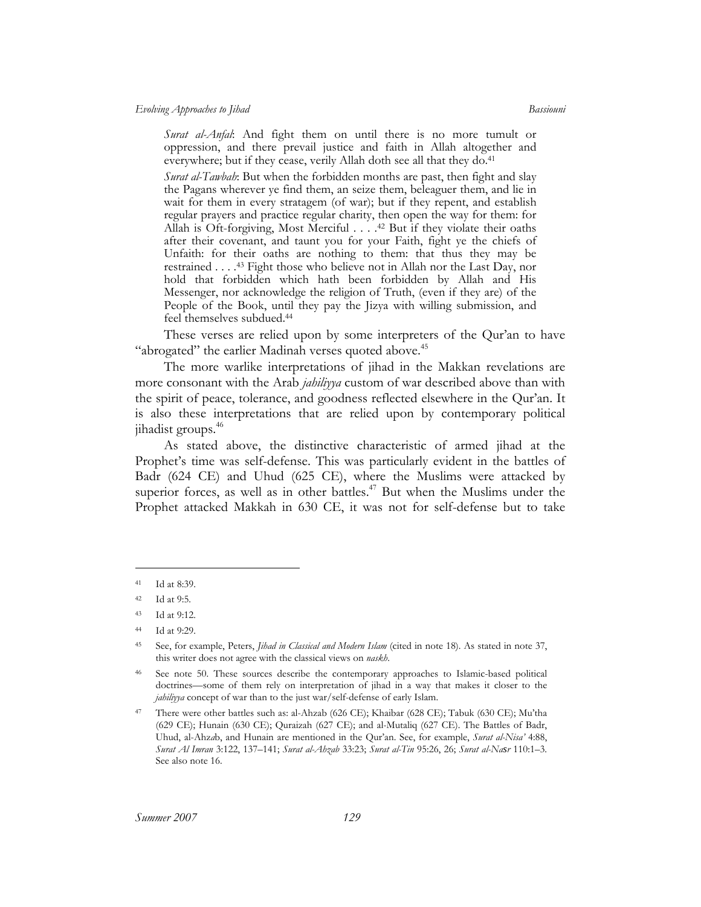> *Surat al-Anfal*: And fight them on until there is no more tumult or oppression, and there prevail justice and faith in Allah altogether and everywhere; but if they cease, verily Allah doth see all that they do.[41]
>
> *Surat al-Tawbah*: But when the forbidden months are past, then fight and slay the Pagans wherever ye find them, an seize them, beleaguer them, and lie in wait for them in every stratagem (of war); but if they repent, and establish regular prayers and practice regular charity, then open the way for them: for Allah is Oft-forgiving, Most Merciful . . . .[42] But if they violate their oaths after their covenant, and taunt you for your Faith, fight ye the chiefs of Unfaith: for their oaths are nothing to them: that thus they may be restrained . . . .[43] Fight those who believe not in Allah nor the Last Day, nor hold that forbidden which hath been forbidden by Allah and His Messenger, nor acknowledge the religion of Truth, (even if they are) of the People of the Book, until they pay the Jizya with willing submission, and feel themselves subdued.[44]

These verses are relied upon by some interpreters of the Qur'an to have "abrogated" the earlier Madinah verses quoted above.[45]

The more warlike interpretations of jihad in the Makkan revelations are more consonant with the Arab *jahiliyya* custom of war described above than with the spirit of peace, tolerance, and goodness reflected elsewhere in the Qur'an. It is also these interpretations that are relied upon by contemporary political jihadist groups.[46]

As stated above, the distinctive characteristic of armed jihad at the Prophet's time was self-defense. This was particularly evident in the battles of Badr (624 CE) and Uhud (625 CE), where the Muslims were attacked by superior forces, as well as in other battles.[47] But when the Muslims under the Prophet attacked Makkah in 630 CE, it was not for self-defense but to take

---

[41] Id at 8:39.

[42] Id at 9:5.

[43] Id at 9:12.

[44] Id at 9:29.

[45] See, for example, Peters, *Jihad in Classical and Modern Islam* (cited in note 18). As stated in note 37, this writer does not agree with the classical views on *naskh*.

[46] See note 50. These sources describe the contemporary approaches to Islamic-based political doctrines—some of them rely on interpretation of jihad in a way that makes it closer to the *jahiliyya* concept of war than to the just war/self-defense of early Islam.

[47] There were other battles such as: al-Ahzab (626 CE); Khaibar (628 CE); Tabuk (630 CE); Mu'tha (629 CE); Hunain (630 CE); Quraizah (627 CE); and al-Mutaliq (627 CE). The Battles of Badr, Uhud, al-Ahzab, and Hunain are mentioned in the Qur'an. See, for example, *Surat al-Nisa'* 4:88, *Surat Al Imran* 3:122, 137–141; *Surat al-Ahzab* 33:23; *Surat al-Tin* 95:26, 26; *Surat al-Nasr* 110:1–3. See also note 16.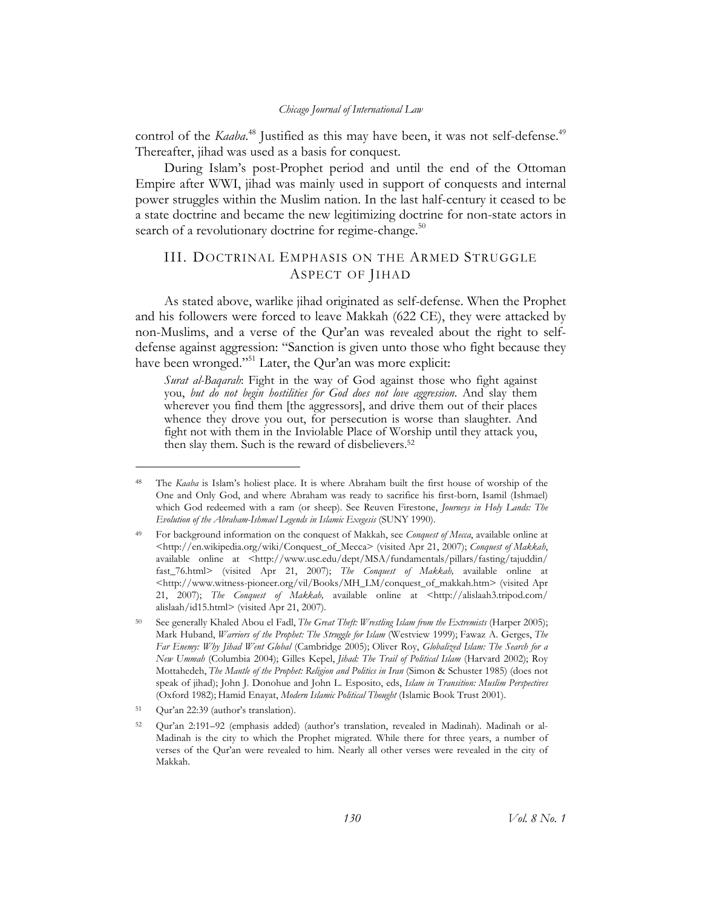control of the *Kaaba*.[48] Justified as this may have been, it was not self-defense.[49] Thereafter, jihad was used as a basis for conquest.

During Islam's post-Prophet period and until the end of the Ottoman Empire after WWI, jihad was mainly used in support of conquests and internal power struggles within the Muslim nation. In the last half-century it ceased to be a state doctrine and became the new legitimizing doctrine for non-state actors in search of a revolutionary doctrine for regime-change.[50]

## III. DOCTRINAL EMPHASIS ON THE ARMED STRUGGLE ASPECT OF JIHAD

As stated above, warlike jihad originated as self-defense. When the Prophet and his followers were forced to leave Makkah (622 CE), they were attacked by non-Muslims, and a verse of the Qur'an was revealed about the right to self-defense against aggression: "Sanction is given unto those who fight because they have been wronged."[51] Later, the Qur'an was more explicit:

> *Surat al-Baqarah*: Fight in the way of God against those who fight against you, *but do not begin hostilities for God does not love aggression*. And slay them wherever you find them [the aggressors], and drive them out of their places whence they drove you out, for persecution is worse than slaughter. And fight not with them in the Inviolable Place of Worship until they attack you, then slay them. Such is the reward of disbelievers.[52]

---

[48] The *Kaaba* is Islam's holiest place. It is where Abraham built the first house of worship of the One and Only God, and where Abraham was ready to sacrifice his first-born, Isamil (Ishmael) which God redeemed with a ram (or sheep). See Reuven Firestone, *Journeys in Holy Lands: The Evolution of the Abraham-Ishmael Legends in Islamic Exegesis* (SUNY 1990).

[49] For background information on the conquest of Makkah, see *Conquest of Mecca*, available online at <http://en.wikipedia.org/wiki/Conquest_of_Mecca> (visited Apr 21, 2007); *Conquest of Makkah*, available online at <http://www.usc.edu/dept/MSA/fundamentals/pillars/fasting/tajuddin/fast_76.html> (visited Apr 21, 2007); *The Conquest of Makkah,* available online at <http://www.witness-pioneer.org/vil/Books/MH_LM/conquest_of_makkah.htm> (visited Apr 21, 2007); *The Conquest of Makkah,* available online at <http://alislaah3.tripod.com/alislaah/id15.html> (visited Apr 21, 2007).

[50] See generally Khaled Abou el Fadl, *The Great Theft: Wrestling Islam from the Extremists* (Harper 2005); Mark Huband, *Warriors of the Prophet: The Struggle for Islam* (Westview 1999); Fawaz A. Gerges, *The Far Enemy: Why Jihad Went Global* (Cambridge 2005); Oliver Roy, *Globalized Islam: The Search for a New Ummah* (Columbia 2004); Gilles Kepel, *Jihad: The Trail of Political Islam* (Harvard 2002); Roy Mottahedeh, *The Mantle of the Prophet: Religion and Politics in Iran* (Simon & Schuster 1985) (does not speak of jihad); John J. Donohue and John L. Esposito, eds, *Islam in Transition: Muslim Perspectives* (Oxford 1982); Hamid Enayat, *Modern Islamic Political Thought* (Islamic Book Trust 2001).

[51] Qur'an 22:39 (author's translation).

[52] Qur'an 2:191–92 (emphasis added) (author's translation, revealed in Madinah). Madinah or al-Madinah is the city to which the Prophet migrated. While there for three years, a number of verses of the Qur'an were revealed to him. Nearly all other verses were revealed in the city of Makkah.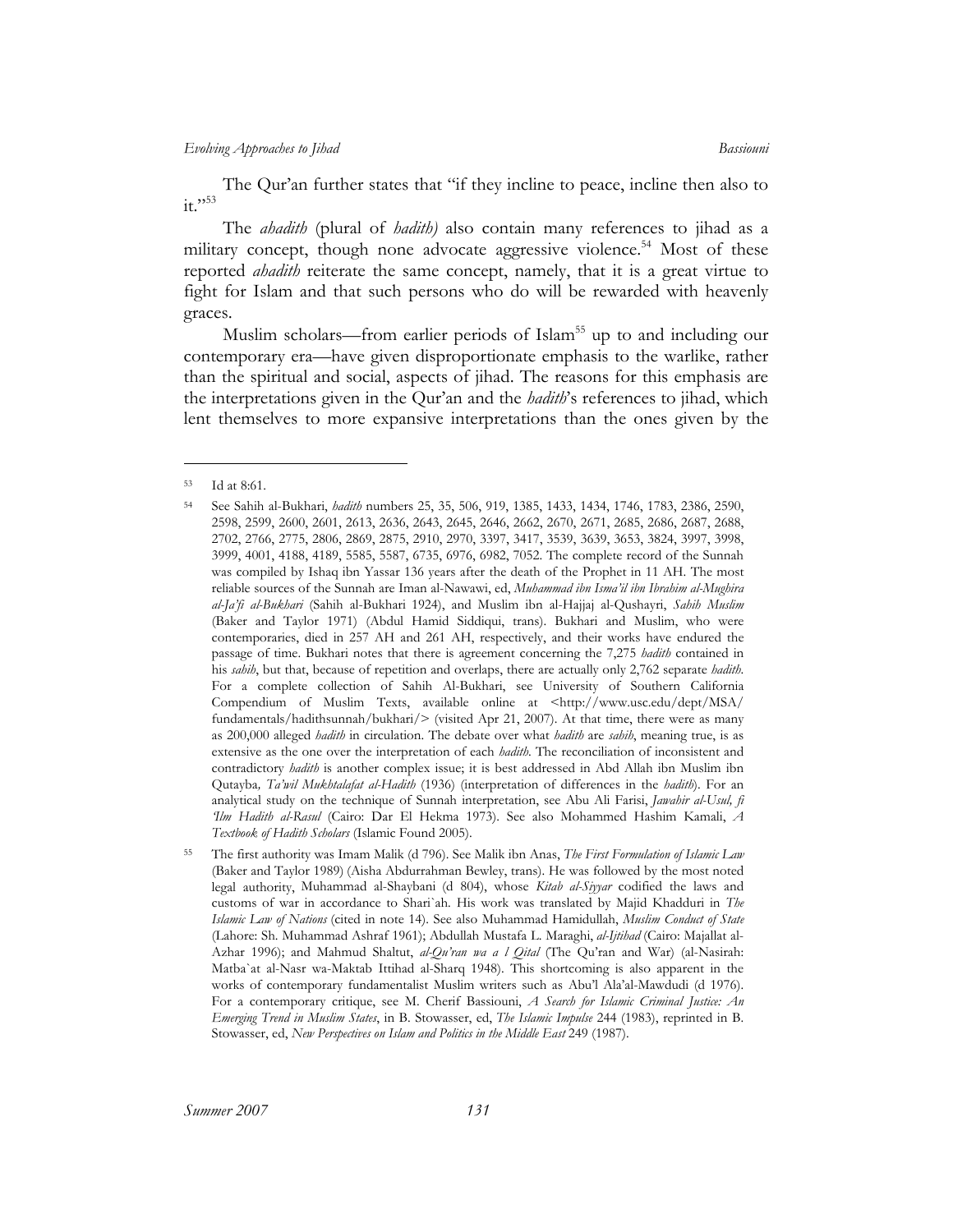The Qur'an further states that "if they incline to peace, incline then also to it."[53]

The *ahadith* (plural of *hadith)* also contain many references to jihad as a military concept, though none advocate aggressive violence.[54] Most of these reported *ahadith* reiterate the same concept, namely, that it is a great virtue to fight for Islam and that such persons who do will be rewarded with heavenly graces.

Muslim scholars—from earlier periods of Islam[55] up to and including our contemporary era—have given disproportionate emphasis to the warlike, rather than the spiritual and social, aspects of jihad. The reasons for this emphasis are the interpretations given in the Qur'an and the *hadith*'s references to jihad, which lent themselves to more expansive interpretations than the ones given by the

---

[53] Id at 8:61.

[54] See Sahih al-Bukhari, *hadith* numbers 25, 35, 506, 919, 1385, 1433, 1434, 1746, 1783, 2386, 2590, 2598, 2599, 2600, 2601, 2613, 2636, 2643, 2645, 2646, 2662, 2670, 2671, 2685, 2686, 2687, 2688, 2702, 2766, 2775, 2806, 2869, 2875, 2910, 2970, 3397, 3417, 3539, 3639, 3653, 3824, 3997, 3998, 3999, 4001, 4188, 4189, 5585, 5587, 6735, 6976, 6982, 7052. The complete record of the Sunnah was compiled by Ishaq ibn Yassar 136 years after the death of the Prophet in 11 AH. The most reliable sources of the Sunnah are Iman al-Nawawi, ed, *Muhammad ibn Isma'il ibn Ibrahim al-Mughira al-Ja'fi al-Bukhari* (Sahih al-Bukhari 1924), and Muslim ibn al-Hajjaj al-Qushayri, *Sahih Muslim* (Baker and Taylor 1971) (Abdul Hamid Siddiqui, trans). Bukhari and Muslim, who were contemporaries, died in 257 AH and 261 AH, respectively, and their works have endured the passage of time. Bukhari notes that there is agreement concerning the 7,275 *hadith* contained in his *sahih*, but that, because of repetition and overlaps, there are actually only 2,762 separate *hadith*. For a complete collection of Sahih Al-Bukhari, see University of Southern California Compendium of Muslim Texts, available online at <http://www.usc.edu/dept/MSA/fundamentals/hadithsunnah/bukhari/> (visited Apr 21, 2007). At that time, there were as many as 200,000 alleged *hadith* in circulation. The debate over what *hadith* are *sahih*, meaning true, is as extensive as the one over the interpretation of each *hadith*. The reconciliation of inconsistent and contradictory *hadith* is another complex issue; it is best addressed in Abd Allah ibn Muslim ibn Qutayba*, Ta'wil Mukhtalafat al-Hadith* (1936) (interpretation of differences in the *hadith*). For an analytical study on the technique of Sunnah interpretation, see Abu Ali Farisi, *Jawahir al-Usul, fi 'Ilm Hadith al-Rasul* (Cairo: Dar El Hekma 1973). See also Mohammed Hashim Kamali, *A Textbook of Hadith Scholars* (Islamic Found 2005).

[55] The first authority was Imam Malik (d 796). See Malik ibn Anas, *The First Formulation of Islamic Law* (Baker and Taylor 1989) (Aisha Abdurrahman Bewley, trans). He was followed by the most noted legal authority, Muhammad al-Shaybani (d 804), whose *Kitab al-Siyyar* codified the laws and customs of war in accordance to Shari`ah. His work was translated by Majid Khadduri in *The Islamic Law of Nations* (cited in note 14). See also Muhammad Hamidullah, *Muslim Conduct of State* (Lahore: Sh. Muhammad Ashraf 1961); Abdullah Mustafa L. Maraghi, *al-Ijtihad* (Cairo: Majallat al-Azhar 1996); and Mahmud Shaltut, *al-Qu'ran wa a l Qital* (The Qu'ran and War) (al-Nasirah: Matba`at al-Nasr wa-Maktab Ittihad al-Sharq 1948). This shortcoming is also apparent in the works of contemporary fundamentalist Muslim writers such as Abu'l Ala'al-Mawdudi (d 1976). For a contemporary critique, see M. Cherif Bassiouni, *A Search for Islamic Criminal Justice: An Emerging Trend in Muslim States*, in B. Stowasser, ed, *The Islamic Impulse* 244 (1983), reprinted in B. Stowasser, ed, *New Perspectives on Islam and Politics in the Middle East* 249 (1987).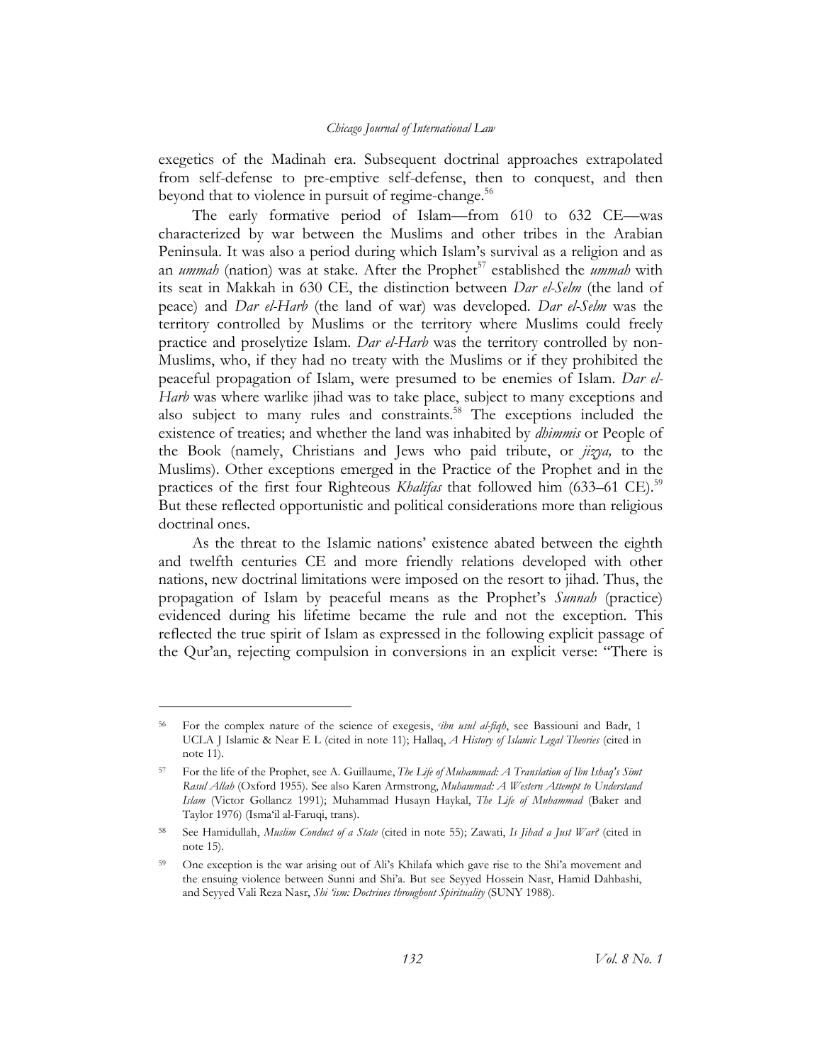exegetics of the Madinah era. Subsequent doctrinal approaches extrapolated from self-defense to pre-emptive self-defense, then to conquest, and then beyond that to violence in pursuit of regime-change.[56]

The early formative period of Islam—from 610 to 632 CE—was characterized by war between the Muslims and other tribes in the Arabian Peninsula. It was also a period during which Islam's survival as a religion and as an *ummah* (nation) was at stake. After the Prophet[57] established the *ummah* with its seat in Makkah in 630 CE, the distinction between *Dar el-Selm* (the land of peace) and *Dar el-Harb* (the land of war) was developed. *Dar el-Selm* was the territory controlled by Muslims or the territory where Muslims could freely practice and proselytize Islam. *Dar el-Harb* was the territory controlled by non-Muslims, who, if they had no treaty with the Muslims or if they prohibited the peaceful propagation of Islam, were presumed to be enemies of Islam. *Dar el-Harb* was where warlike jihad was to take place, subject to many exceptions and also subject to many rules and constraints.[58] The exceptions included the existence of treaties; and whether the land was inhabited by *dhimmis* or People of the Book (namely, Christians and Jews who paid tribute, or *jizya,* to the Muslims). Other exceptions emerged in the Practice of the Prophet and in the practices of the first four Righteous *Khalifas* that followed him (633–61 CE).[59] But these reflected opportunistic and political considerations more than religious doctrinal ones.

As the threat to the Islamic nations' existence abated between the eighth and twelfth centuries CE and more friendly relations developed with other nations, new doctrinal limitations were imposed on the resort to jihad. Thus, the propagation of Islam by peaceful means as the Prophet's *Sunnah* (practice) evidenced during his lifetime became the rule and not the exception. This reflected the true spirit of Islam as expressed in the following explicit passage of the Qur'an, rejecting compulsion in conversions in an explicit verse: "There is

---

[56] For the complex nature of the science of exegesis, *'ibn usul al-fiqh*, see Bassiouni and Badr, 1 UCLA J Islamic & Near E L (cited in note 11); Hallaq, *A History of Islamic Legal Theories* (cited in note 11).

[57] For the life of the Prophet, see A. Guillaume, *The Life of Muhammad: A Translation of Ibn Ishaq's Sirat Rasul Allah* (Oxford 1955). See also Karen Armstrong, *Muhammad: A Western Attempt to Understand Islam* (Victor Gollancz 1991); Muhammad Husayn Haykal, *The Life of Muhammad* (Baker and Taylor 1976) (Isma'il al-Faruqi, trans).

[58] See Hamidullah, *Muslim Conduct of a State* (cited in note 55); Zawati, *Is Jihad a Just War?* (cited in note 15).

[59] One exception is the war arising out of Ali's Khilafa which gave rise to the Shi'a movement and the ensuing violence between Sunni and Shi'a. But see Seyyed Hossein Nasr, Hamid Dahbashi, and Seyyed Vali Reza Nasr, *Shi 'ism: Doctrines throughout Spirituality* (SUNY 1988).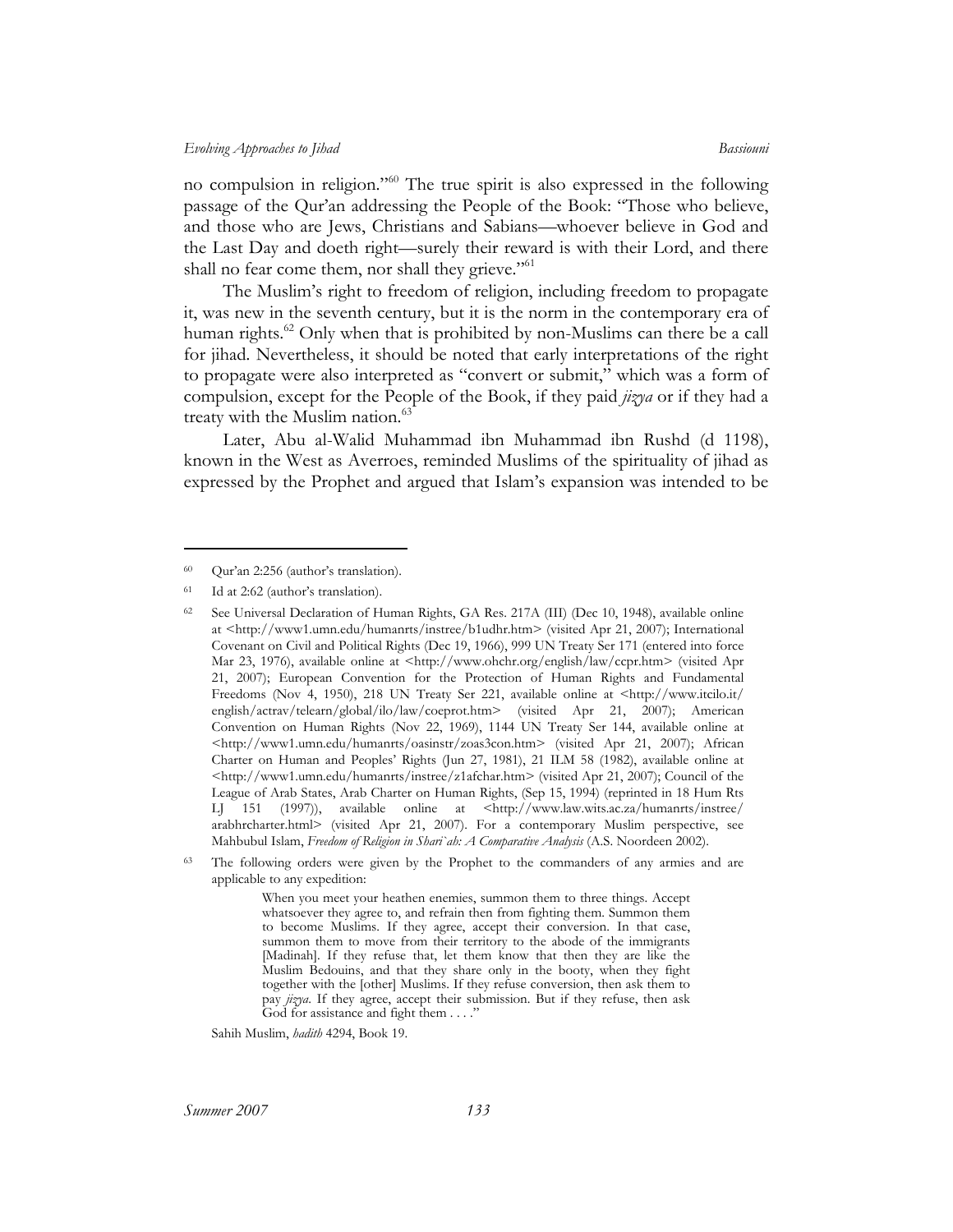no compulsion in religion."[60] The true spirit is also expressed in the following passage of the Qur'an addressing the People of the Book: "Those who believe, and those who are Jews, Christians and Sabians—whoever believe in God and the Last Day and doeth right—surely their reward is with their Lord, and there shall no fear come them, nor shall they grieve."[61]

The Muslim's right to freedom of religion, including freedom to propagate it, was new in the seventh century, but it is the norm in the contemporary era of human rights.[62] Only when that is prohibited by non-Muslims can there be a call for jihad. Nevertheless, it should be noted that early interpretations of the right to propagate were also interpreted as "convert or submit," which was a form of compulsion, except for the People of the Book, if they paid *jizya* or if they had a treaty with the Muslim nation.[63]

Later, Abu al-Walid Muhammad ibn Muhammad ibn Rushd (d 1198), known in the West as Averroes, reminded Muslims of the spirituality of jihad as expressed by the Prophet and argued that Islam's expansion was intended to be

---

[60] Qur'an 2:256 (author's translation).

[61] Id at 2:62 (author's translation).

[62] See Universal Declaration of Human Rights, GA Res. 217A (III) (Dec 10, 1948), available online at <http://www1.umn.edu/humanrts/instree/b1udhr.htm> (visited Apr 21, 2007); International Covenant on Civil and Political Rights (Dec 19, 1966), 999 UN Treaty Ser 171 (entered into force Mar 23, 1976), available online at <http://www.ohchr.org/english/law/ccpr.htm> (visited Apr 21, 2007); European Convention for the Protection of Human Rights and Fundamental Freedoms (Nov 4, 1950), 218 UN Treaty Ser 221, available online at <http://www.itcilo.it/english/actrav/telearn/global/ilo/law/coeprot.htm> (visited Apr 21, 2007); American Convention on Human Rights (Nov 22, 1969), 1144 UN Treaty Ser 144, available online at <http://www1.umn.edu/humanrts/oasinstr/zoas3con.htm> (visited Apr 21, 2007); African Charter on Human and Peoples' Rights (Jun 27, 1981), 21 ILM 58 (1982), available online at <http://www1.umn.edu/humanrts/instree/z1afchar.htm> (visited Apr 21, 2007); Council of the League of Arab States, Arab Charter on Human Rights, (Sep 15, 1994) (reprinted in 18 Hum Rts LJ 151 (1997)), available online at <http://www.law.wits.ac.za/humanrts/instree/arabhrcharter.html> (visited Apr 21, 2007). For a contemporary Muslim perspective, see Mahbubul Islam, *Freedom of Religion in Shari`ah: A Comparative Analysis* (A.S. Noordeen 2002).

[63] The following orders were given by the Prophet to the commanders of any armies and are applicable to any expedition:

> When you meet your heathen enemies, summon them to three things. Accept whatsoever they agree to, and refrain then from fighting them. Summon them to become Muslims. If they agree, accept their conversion. In that case, summon them to move from their territory to the abode of the immigrants [Madinah]. If they refuse that, let them know that then they are like the Muslim Bedouins, and that they share only in the booty, when they fight together with the [other] Muslims. If they refuse conversion, then ask them to pay *jizya*. If they agree, accept their submission. But if they refuse, then ask God for assistance and fight them . . . ."

Sahih Muslim, *hadith* 4294, Book 19.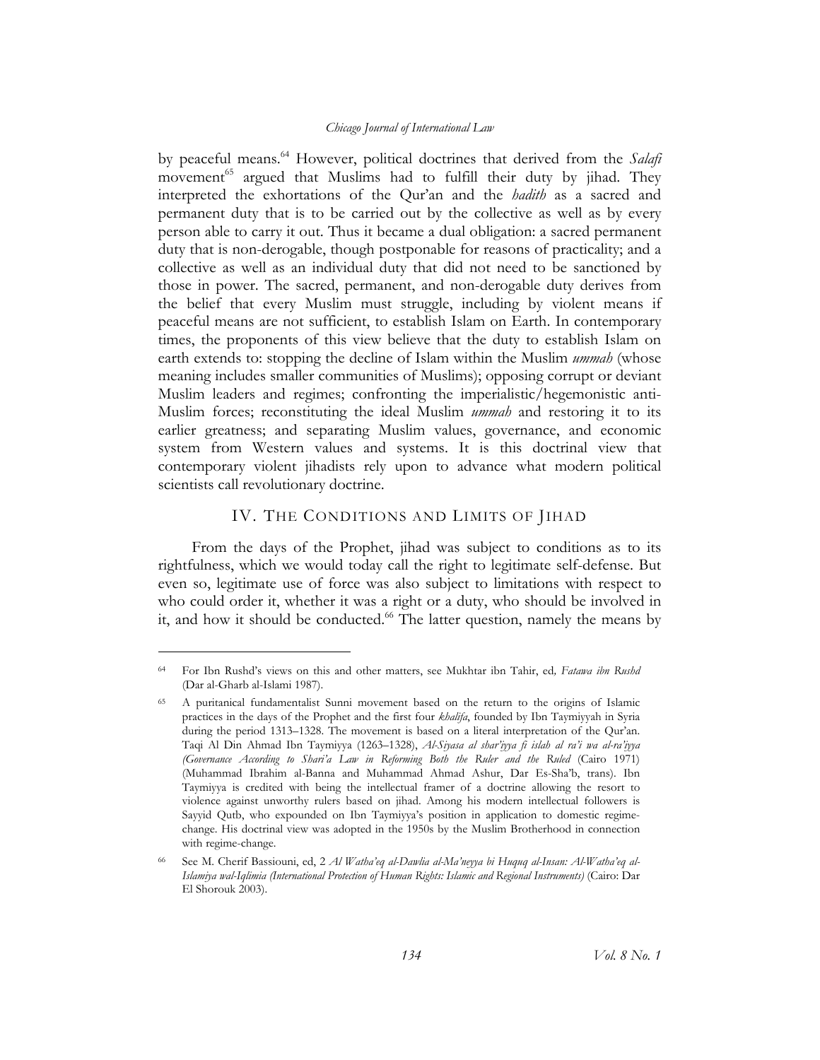by peaceful means.[64] However, political doctrines that derived from the *Salafi* movement[65] argued that Muslims had to fulfill their duty by jihad. They interpreted the exhortations of the Qur'an and the *hadith* as a sacred and permanent duty that is to be carried out by the collective as well as by every person able to carry it out. Thus it became a dual obligation: a sacred permanent duty that is non-derogable, though postponable for reasons of practicality; and a collective as well as an individual duty that did not need to be sanctioned by those in power. The sacred, permanent, and non-derogable duty derives from the belief that every Muslim must struggle, including by violent means if peaceful means are not sufficient, to establish Islam on Earth. In contemporary times, the proponents of this view believe that the duty to establish Islam on earth extends to: stopping the decline of Islam within the Muslim *ummah* (whose meaning includes smaller communities of Muslims); opposing corrupt or deviant Muslim leaders and regimes; confronting the imperialistic/hegemonistic anti-Muslim forces; reconstituting the ideal Muslim *ummah* and restoring it to its earlier greatness; and separating Muslim values, governance, and economic system from Western values and systems. It is this doctrinal view that contemporary violent jihadists rely upon to advance what modern political scientists call revolutionary doctrine.

## IV. THE CONDITIONS AND LIMITS OF JIHAD

From the days of the Prophet, jihad was subject to conditions as to its rightfulness, which we would today call the right to legitimate self-defense. But even so, legitimate use of force was also subject to limitations with respect to who could order it, whether it was a right or a duty, who should be involved in it, and how it should be conducted.[66] The latter question, namely the means by

---

[64] For Ibn Rushd's views on this and other matters, see Mukhtar ibn Tahir, ed, *Fatawa ibn Rushd* (Dar al-Gharb al-Islami 1987).

[65] A puritanical fundamentalist Sunni movement based on the return to the origins of Islamic practices in the days of the Prophet and the first four *khalifa*, founded by Ibn Taymiyyah in Syria during the period 1313–1328. The movement is based on a literal interpretation of the Qur'an. Taqi Al Din Ahmad Ibn Taymiyya (1263–1328), *Al-Siyasa al shar'iyya fi islah al ra'i wa al-ra'iyya (Governance According to Shari'a Law in Reforming Both the Ruler and the Ruled* (Cairo 1971) (Muhammad Ibrahim al-Banna and Muhammad Ahmad Ashur, Dar Es-Sha'b, trans). Ibn Taymiyya is credited with being the intellectual framer of a doctrine allowing the resort to violence against unworthy rulers based on jihad. Among his modern intellectual followers is Sayyid Qutb, who expounded on Ibn Taymiyya's position in application to domestic regime-change. His doctrinal view was adopted in the 1950s by the Muslim Brotherhood in connection with regime-change.

[66] See M. Cherif Bassiouni, ed, 2 *Al Watha'eq al-Dawlia al-Ma'neyya bi Huquq al-Insan: Al-Watha'eq al-Islamiya wal-Iqlimia (International Protection of Human Rights: Islamic and Regional Instruments)* (Cairo: Dar El Shorouk 2003).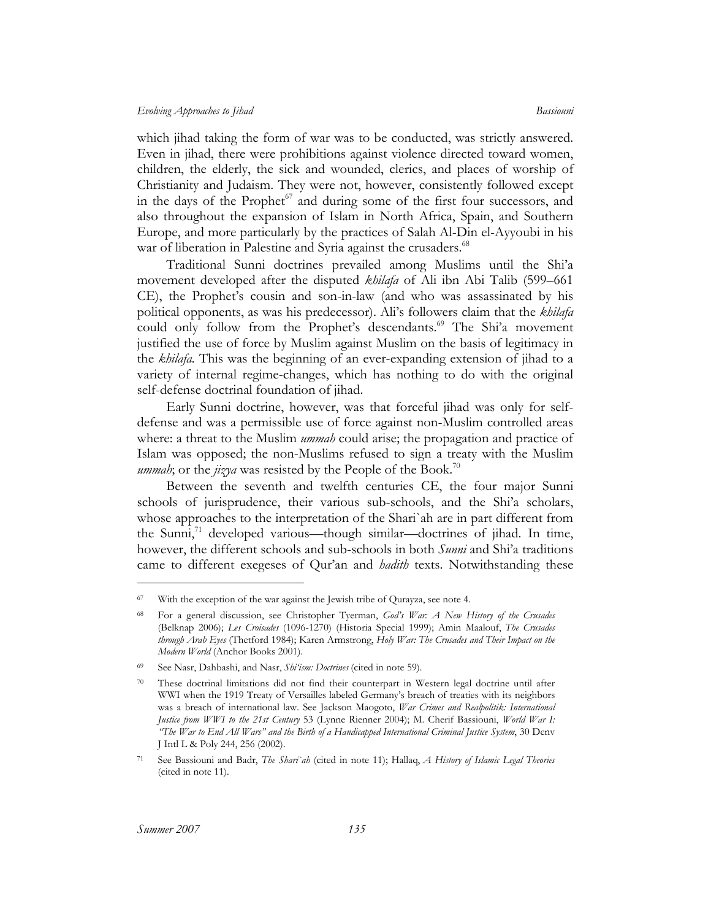which jihad taking the form of war was to be conducted, was strictly answered. Even in jihad, there were prohibitions against violence directed toward women, children, the elderly, the sick and wounded, clerics, and places of worship of Christianity and Judaism. They were not, however, consistently followed except in the days of the Prophet[67] and during some of the first four successors, and also throughout the expansion of Islam in North Africa, Spain, and Southern Europe, and more particularly by the practices of Salah Al-Din el-Ayyoubi in his war of liberation in Palestine and Syria against the crusaders.[68]

Traditional Sunni doctrines prevailed among Muslims until the Shi'a movement developed after the disputed *khilafa* of Ali ibn Abi Talib (599–661 CE), the Prophet's cousin and son-in-law (and who was assassinated by his political opponents, as was his predecessor). Ali's followers claim that the *khilafa* could only follow from the Prophet's descendants.[69] The Shi'a movement justified the use of force by Muslim against Muslim on the basis of legitimacy in the *khilafa*. This was the beginning of an ever-expanding extension of jihad to a variety of internal regime-changes, which has nothing to do with the original self-defense doctrinal foundation of jihad.

Early Sunni doctrine, however, was that forceful jihad was only for self-defense and was a permissible use of force against non-Muslim controlled areas where: a threat to the Muslim *ummah* could arise; the propagation and practice of Islam was opposed; the non-Muslims refused to sign a treaty with the Muslim *ummah*; or the *jizya* was resisted by the People of the Book.[70]

Between the seventh and twelfth centuries CE, the four major Sunni schools of jurisprudence, their various sub-schools, and the Shi'a scholars, whose approaches to the interpretation of the Shari`ah are in part different from the Sunni,[71] developed various—though similar—doctrines of jihad. In time, however, the different schools and sub-schools in both *Sunni* and Shi'a traditions came to different exegeses of Qur'an and *hadith* texts. Notwithstanding these

---

[67] With the exception of the war against the Jewish tribe of Qurayza, see note 4.

[68] For a general discussion, see Christopher Tyerman, *God's War: A New History of the Crusades* (Belknap 2006); *Les Croisades* (1096-1270) (Historia Special 1999); Amin Maalouf, *The Crusades through Arab Eyes* (Thetford 1984); Karen Armstrong, *Holy War: The Crusades and Their Impact on the Modern World* (Anchor Books 2001).

[69] See Nasr, Dahbashi, and Nasr, *Shi'ism: Doctrines* (cited in note 59).

[70] These doctrinal limitations did not find their counterpart in Western legal doctrine until after WWI when the 1919 Treaty of Versailles labeled Germany's breach of treaties with its neighbors was a breach of international law. See Jackson Maogoto, *War Crimes and Realpolitik: International Justice from WWI to the 21st Century* 53 (Lynne Rienner 2004); M. Cherif Bassiouni, *World War I: "The War to End All Wars" and the Birth of a Handicapped International Criminal Justice System*, 30 Denv J Intl L & Poly 244, 256 (2002).

[71] See Bassiouni and Badr, *The Shari`ah* (cited in note 11); Hallaq, *A History of Islamic Legal Theories* (cited in note 11).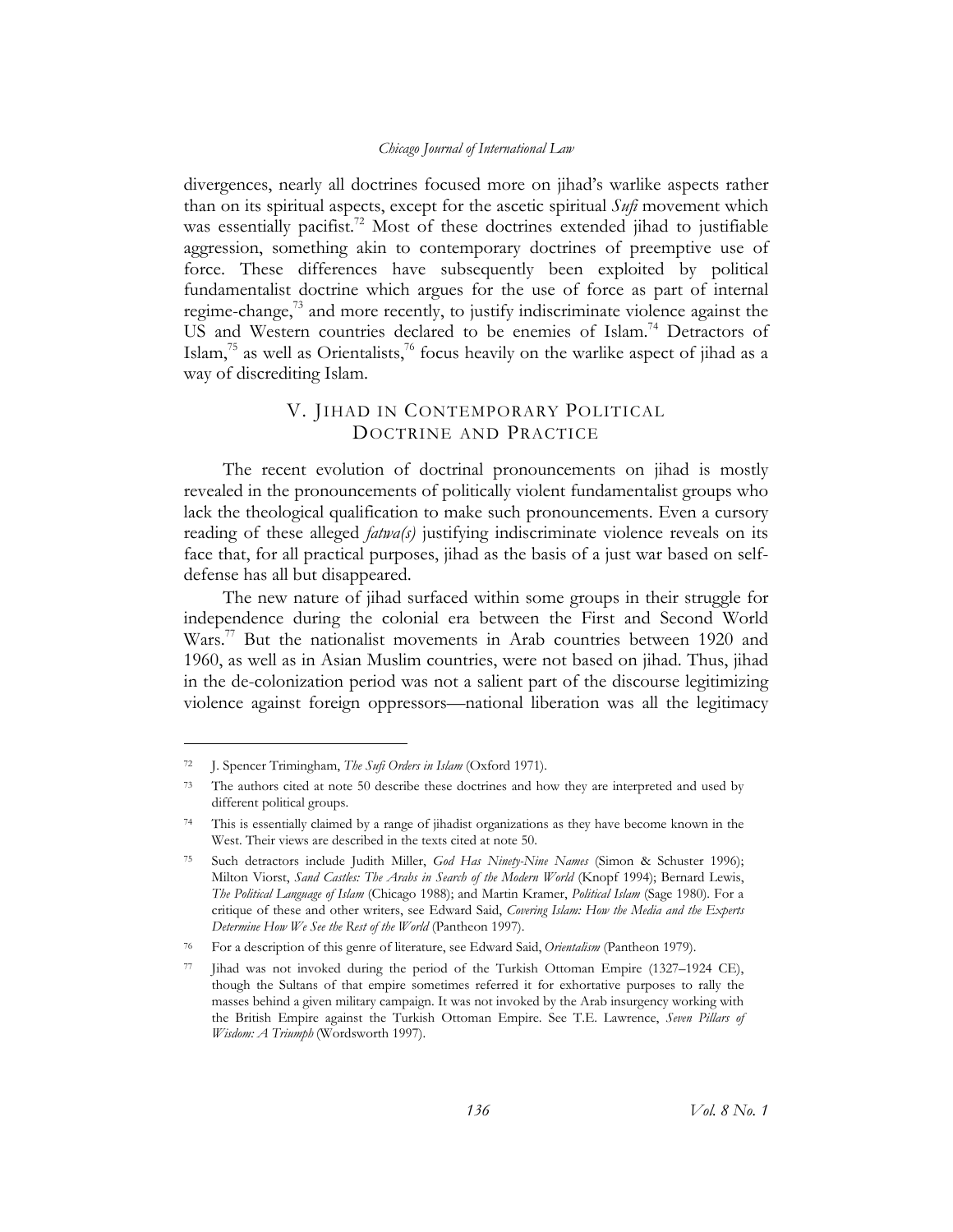divergences, nearly all doctrines focused more on jihad's warlike aspects rather than on its spiritual aspects, except for the ascetic spiritual *Sufi* movement which was essentially pacifist.[72] Most of these doctrines extended jihad to justifiable aggression, something akin to contemporary doctrines of preemptive use of force. These differences have subsequently been exploited by political fundamentalist doctrine which argues for the use of force as part of internal regime-change,[73] and more recently, to justify indiscriminate violence against the US and Western countries declared to be enemies of Islam.[74] Detractors of Islam,[75] as well as Orientalists,[76] focus heavily on the warlike aspect of jihad as a way of discrediting Islam.

## V. Jihad in Contemporary Political Doctrine and Practice

The recent evolution of doctrinal pronouncements on jihad is mostly revealed in the pronouncements of politically violent fundamentalist groups who lack the theological qualification to make such pronouncements. Even a cursory reading of these alleged *fatwa(s)* justifying indiscriminate violence reveals on its face that, for all practical purposes, jihad as the basis of a just war based on self-defense has all but disappeared.

The new nature of jihad surfaced within some groups in their struggle for independence during the colonial era between the First and Second World Wars.[77] But the nationalist movements in Arab countries between 1920 and 1960, as well as in Asian Muslim countries, were not based on jihad. Thus, jihad in the de-colonization period was not a salient part of the discourse legitimizing violence against foreign oppressors—national liberation was all the legitimacy

---

72 J. Spencer Trimingham, *The Sufi Orders in Islam* (Oxford 1971).

73 The authors cited at note 50 describe these doctrines and how they are interpreted and used by different political groups.

74 This is essentially claimed by a range of jihadist organizations as they have become known in the West. Their views are described in the texts cited at note 50.

75 Such detractors include Judith Miller, *God Has Ninety-Nine Names* (Simon & Schuster 1996); Milton Viorst, *Sand Castles: The Arabs in Search of the Modern World* (Knopf 1994); Bernard Lewis, *The Political Language of Islam* (Chicago 1988); and Martin Kramer, *Political Islam* (Sage 1980). For a critique of these and other writers, see Edward Said, *Covering Islam: How the Media and the Experts Determine How We See the Rest of the World* (Pantheon 1997).

76 For a description of this genre of literature, see Edward Said, *Orientalism* (Pantheon 1979).

77 Jihad was not invoked during the period of the Turkish Ottoman Empire (1327–1924 CE), though the Sultans of that empire sometimes referred it for exhortative purposes to rally the masses behind a given military campaign. It was not invoked by the Arab insurgency working with the British Empire against the Turkish Ottoman Empire. See T.E. Lawrence, *Seven Pillars of Wisdom: A Triumph* (Wordsworth 1997).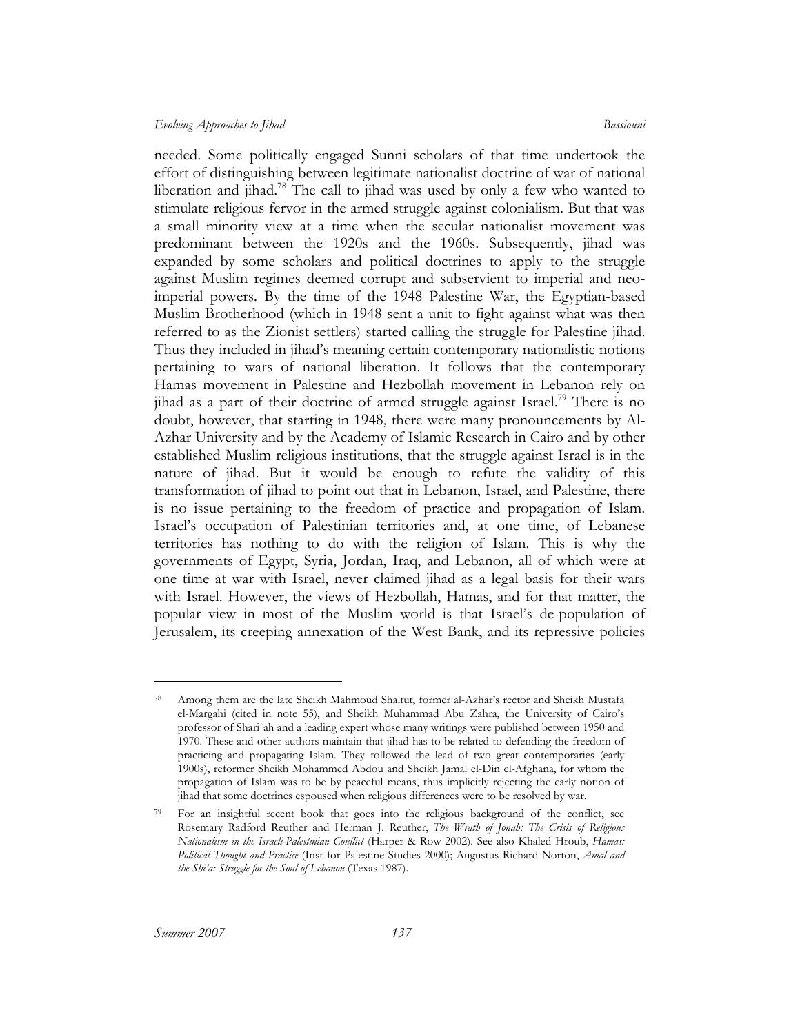needed. Some politically engaged Sunni scholars of that time undertook the effort of distinguishing between legitimate nationalist doctrine of war of national liberation and jihad.[78] The call to jihad was used by only a few who wanted to stimulate religious fervor in the armed struggle against colonialism. But that was a small minority view at a time when the secular nationalist movement was predominant between the 1920s and the 1960s. Subsequently, jihad was expanded by some scholars and political doctrines to apply to the struggle against Muslim regimes deemed corrupt and subservient to imperial and neo-imperial powers. By the time of the 1948 Palestine War, the Egyptian-based Muslim Brotherhood (which in 1948 sent a unit to fight against what was then referred to as the Zionist settlers) started calling the struggle for Palestine jihad. Thus they included in jihad's meaning certain contemporary nationalistic notions pertaining to wars of national liberation. It follows that the contemporary Hamas movement in Palestine and Hezbollah movement in Lebanon rely on jihad as a part of their doctrine of armed struggle against Israel.[79] There is no doubt, however, that starting in 1948, there were many pronouncements by Al-Azhar University and by the Academy of Islamic Research in Cairo and by other established Muslim religious institutions, that the struggle against Israel is in the nature of jihad. But it would be enough to refute the validity of this transformation of jihad to point out that in Lebanon, Israel, and Palestine, there is no issue pertaining to the freedom of practice and propagation of Islam. Israel's occupation of Palestinian territories and, at one time, of Lebanese territories has nothing to do with the religion of Islam. This is why the governments of Egypt, Syria, Jordan, Iraq, and Lebanon, all of which were at one time at war with Israel, never claimed jihad as a legal basis for their wars with Israel. However, the views of Hezbollah, Hamas, and for that matter, the popular view in most of the Muslim world is that Israel's de-population of Jerusalem, its creeping annexation of the West Bank, and its repressive policies

---

[78] Among them are the late Sheikh Mahmoud Shaltut, former al-Azhar's rector and Sheikh Mustafa el-Margahi (cited in note 55), and Sheikh Muhammad Abu Zahra, the University of Cairo's professor of Shari`ah and a leading expert whose many writings were published between 1950 and 1970. These and other authors maintain that jihad has to be related to defending the freedom of practicing and propagating Islam. They followed the lead of two great contemporaries (early 1900s), reformer Sheikh Mohammed Abdou and Sheikh Jamal el-Din el-Afghana, for whom the propagation of Islam was to be by peaceful means, thus implicitly rejecting the early notion of jihad that some doctrines espoused when religious differences were to be resolved by war.

[79] For an insightful recent book that goes into the religious background of the conflict, see Rosemary Radford Reuther and Herman J. Reuther, *The Wrath of Jonah: The Crisis of Religious Nationalism in the Israeli-Palestinian Conflict* (Harper & Row 2002). See also Khaled Hroub, *Hamas: Political Thought and Practice* (Inst for Palestine Studies 2000); Augustus Richard Norton, *Amal and the Shi'a: Struggle for the Soul of Lebanon* (Texas 1987).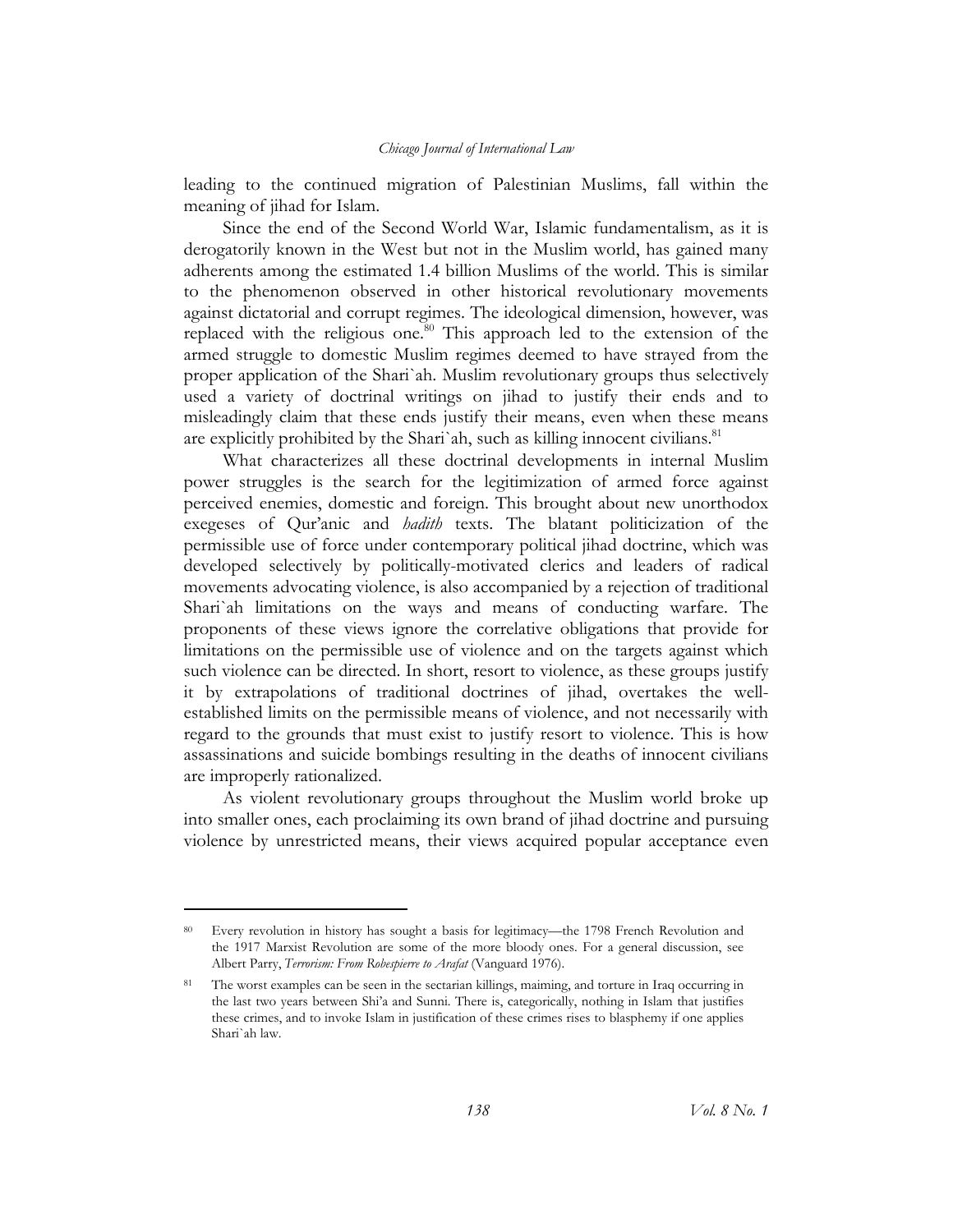leading to the continued migration of Palestinian Muslims, fall within the meaning of jihad for Islam.

Since the end of the Second World War, Islamic fundamentalism, as it is derogatorily known in the West but not in the Muslim world, has gained many adherents among the estimated 1.4 billion Muslims of the world. This is similar to the phenomenon observed in other historical revolutionary movements against dictatorial and corrupt regimes. The ideological dimension, however, was replaced with the religious one.[80] This approach led to the extension of the armed struggle to domestic Muslim regimes deemed to have strayed from the proper application of the Shari`ah. Muslim revolutionary groups thus selectively used a variety of doctrinal writings on jihad to justify their ends and to misleadingly claim that these ends justify their means, even when these means are explicitly prohibited by the Shari`ah, such as killing innocent civilians.[81]

What characterizes all these doctrinal developments in internal Muslim power struggles is the search for the legitimization of armed force against perceived enemies, domestic and foreign. This brought about new unorthodox exegeses of Qur'anic and *hadith* texts. The blatant politicization of the permissible use of force under contemporary political jihad doctrine, which was developed selectively by politically-motivated clerics and leaders of radical movements advocating violence, is also accompanied by a rejection of traditional Shari`ah limitations on the ways and means of conducting warfare. The proponents of these views ignore the correlative obligations that provide for limitations on the permissible use of violence and on the targets against which such violence can be directed. In short, resort to violence, as these groups justify it by extrapolations of traditional doctrines of jihad, overtakes the well-established limits on the permissible means of violence, and not necessarily with regard to the grounds that must exist to justify resort to violence. This is how assassinations and suicide bombings resulting in the deaths of innocent civilians are improperly rationalized.

As violent revolutionary groups throughout the Muslim world broke up into smaller ones, each proclaiming its own brand of jihad doctrine and pursuing violence by unrestricted means, their views acquired popular acceptance even

---

[80] Every revolution in history has sought a basis for legitimacy—the 1798 French Revolution and the 1917 Marxist Revolution are some of the more bloody ones. For a general discussion, see Albert Parry, *Terrorism: From Robespierre to Arafat* (Vanguard 1976).

[81] The worst examples can be seen in the sectarian killings, maiming, and torture in Iraq occurring in the last two years between Shi'a and Sunni. There is, categorically, nothing in Islam that justifies these crimes, and to invoke Islam in justification of these crimes rises to blasphemy if one applies Shari`ah law.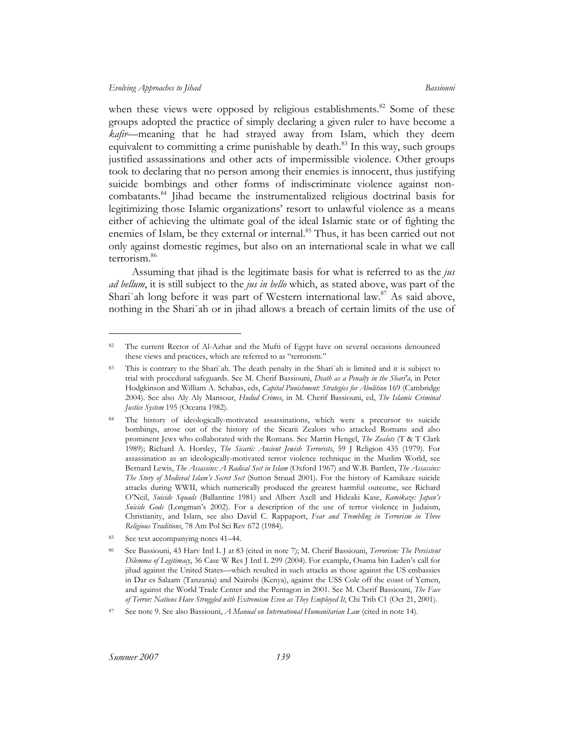when these views were opposed by religious establishments.[82] Some of these groups adopted the practice of simply declaring a given ruler to have become a *kafir*—meaning that he had strayed away from Islam, which they deem equivalent to committing a crime punishable by death.[83] In this way, such groups justified assassinations and other acts of impermissible violence. Other groups took to declaring that no person among their enemies is innocent, thus justifying suicide bombings and other forms of indiscriminate violence against non-combatants.[84] Jihad became the instrumentalized religious doctrinal basis for legitimizing those Islamic organizations' resort to unlawful violence as a means either of achieving the ultimate goal of the ideal Islamic state or of fighting the enemies of Islam, be they external or internal.[85] Thus, it has been carried out not only against domestic regimes, but also on an international scale in what we call terrorism.[86]

Assuming that jihad is the legitimate basis for what is referred to as the *jus ad bellum*, it is still subject to the *jus in bello* which, as stated above, was part of the Shari`ah long before it was part of Western international law.[87] As said above, nothing in the Shari`ah or in jihad allows a breach of certain limits of the use of

---

[82] The current Rector of Al-Azhar and the Mufti of Egypt have on several occasions denounced these views and practices, which are referred to as "terrorism."

[83] This is contrary to the Shari`ah. The death penalty in the Shari`ah is limited and it is subject to trial with procedural safeguards. See M. Cherif Bassiouni, *Death as a Penalty in the Shari'a,* in Peter Hodgkinson and William A. Schabas, eds, *Capital Punishment: Strategies for Abolition* 169 (Cambridge 2004). See also Aly Aly Mansour, *Hudud Crimes*, in M. Cherif Bassiouni, ed, *The Islamic Criminal Justice System* 195 (Oceana 1982).

[84] The history of ideologically-motivated assassinations, which were a precursor to suicide bombings, arose out of the history of the Sicarii Zealots who attacked Romans and also prominent Jews who collaborated with the Romans. See Martin Hengel, *The Zealots* (T & T Clark 1989); Richard A. Horsley, *The Sicarii: Ancient Jewish Terrorists*, 59 J Religion 435 (1979). For assassination as an ideologically-motivated terror violence technique in the Muslim World, see Bernard Lewis, *The Assassins: A Radical Sect in Islam* (Oxford 1967) and W.B. Bartlett, *The Assassins: The Story of Medieval Islam's Secret Sect* (Sutton Straud 2001). For the history of Kamikaze suicide attacks during WWII, which numerically produced the greatest harmful outcome, see Richard O'Neil, *Suicide Squads* (Ballantine 1981) and Albert Axell and Hideaki Kase, *Kamikaze: Japan's Suicide Gods* (Longman's 2002). For a description of the use of terror violence in Judaism, Christianity, and Islam, see also David C. Rappaport, *Fear and Trembling in Terrorism in Three Religious Traditions*, 78 Am Pol Sci Rev 672 (1984).

[85] See text accompanying notes 41–44.

[86] See Bassiouni, 43 Harv Intl L J at 83 (cited in note 7); M. Cherif Bassiouni, *Terrorism: The Persistent Dilemma of Legitimacy*, 36 Case W Res J Intl L 299 (2004). For example, Osama bin Laden's call for jihad against the United States—which resulted in such attacks as those against the US embassies in Dar es Salaam (Tanzania) and Nairobi (Kenya), against the USS Cole off the coast of Yemen, and against the World Trade Center and the Pentagon in 2001. See M. Cherif Bassiouni, *The Face of Terror: Nations Have Struggled with Extremism Even as They Employed It*, Chi Trib C1 (Oct 21, 2001).

[87] See note 9. See also Bassiouni, *A Manual on International Humanitarian Law* (cited in note 14).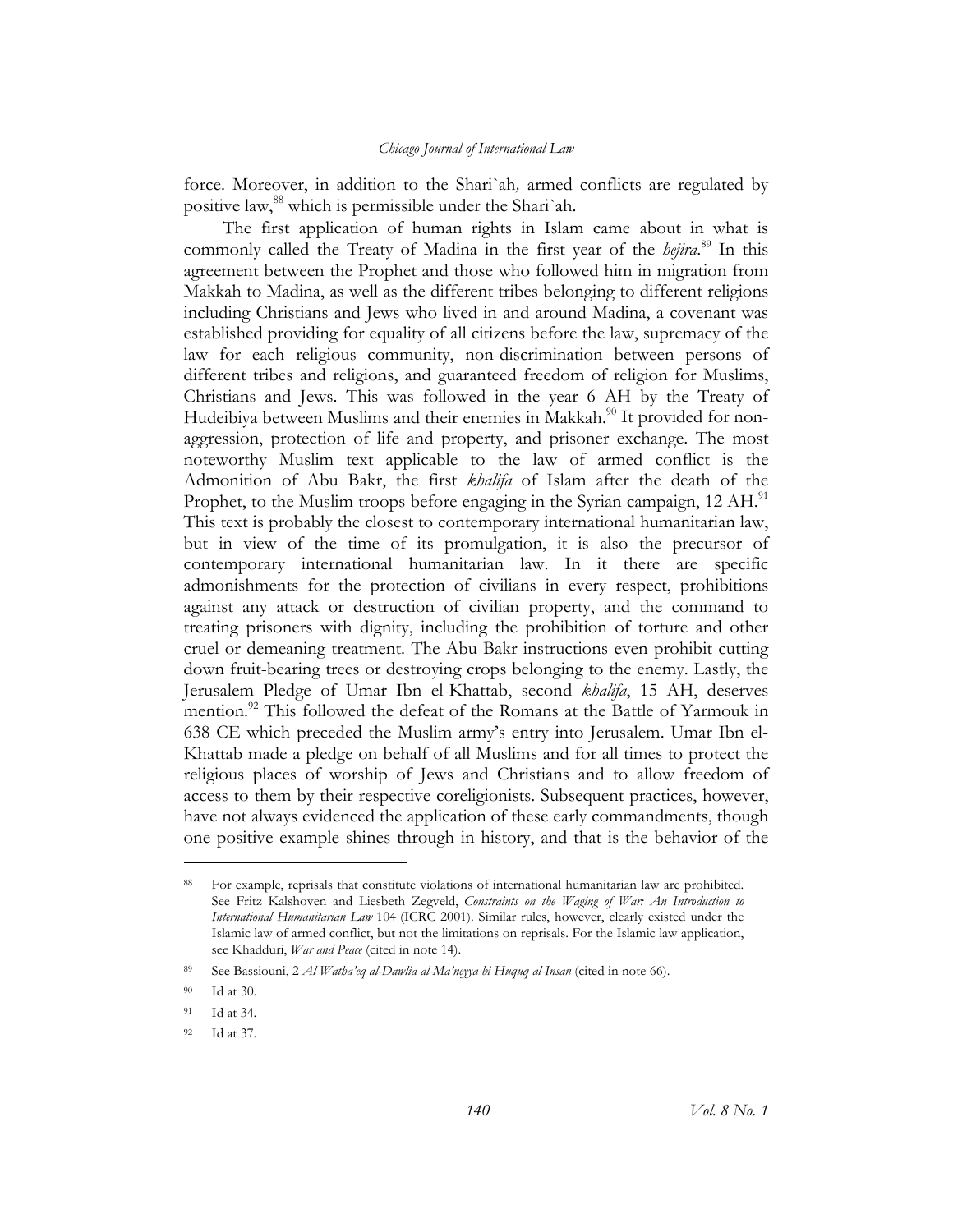force. Moreover, in addition to the Shari`ah*,* armed conflicts are regulated by positive law,[88] which is permissible under the Shari`ah.

The first application of human rights in Islam came about in what is commonly called the Treaty of Madina in the first year of the *hejira*.[89] In this agreement between the Prophet and those who followed him in migration from Makkah to Madina, as well as the different tribes belonging to different religions including Christians and Jews who lived in and around Madina, a covenant was established providing for equality of all citizens before the law, supremacy of the law for each religious community, non-discrimination between persons of different tribes and religions, and guaranteed freedom of religion for Muslims, Christians and Jews. This was followed in the year 6 AH by the Treaty of Hudeibiya between Muslims and their enemies in Makkah.[90] It provided for non-aggression, protection of life and property, and prisoner exchange. The most noteworthy Muslim text applicable to the law of armed conflict is the Admonition of Abu Bakr, the first *khalifa* of Islam after the death of the Prophet, to the Muslim troops before engaging in the Syrian campaign, 12 AH.[91] This text is probably the closest to contemporary international humanitarian law, but in view of the time of its promulgation, it is also the precursor of contemporary international humanitarian law. In it there are specific admonishments for the protection of civilians in every respect, prohibitions against any attack or destruction of civilian property, and the command to treating prisoners with dignity, including the prohibition of torture and other cruel or demeaning treatment. The Abu-Bakr instructions even prohibit cutting down fruit-bearing trees or destroying crops belonging to the enemy. Lastly, the Jerusalem Pledge of Umar Ibn el-Khattab, second *khalifa*, 15 AH, deserves mention.[92] This followed the defeat of the Romans at the Battle of Yarmouk in 638 CE which preceded the Muslim army's entry into Jerusalem. Umar Ibn el-Khattab made a pledge on behalf of all Muslims and for all times to protect the religious places of worship of Jews and Christians and to allow freedom of access to them by their respective coreligionists. Subsequent practices, however, have not always evidenced the application of these early commandments, though one positive example shines through in history, and that is the behavior of the

---

[88] For example, reprisals that constitute violations of international humanitarian law are prohibited. See Fritz Kalshoven and Liesbeth Zegveld, *Constraints on the Waging of War: An Introduction to International Humanitarian Law* 104 (ICRC 2001). Similar rules, however, clearly existed under the Islamic law of armed conflict, but not the limitations on reprisals. For the Islamic law application, see Khadduri, *War and Peace* (cited in note 14).

[89] See Bassiouni, 2 *Al Watha'eq al-Dawlia al-Ma'neyya bi Huquq al-Insan* (cited in note 66).

[90] Id at 30.

[91] Id at 34.

[92] Id at 37.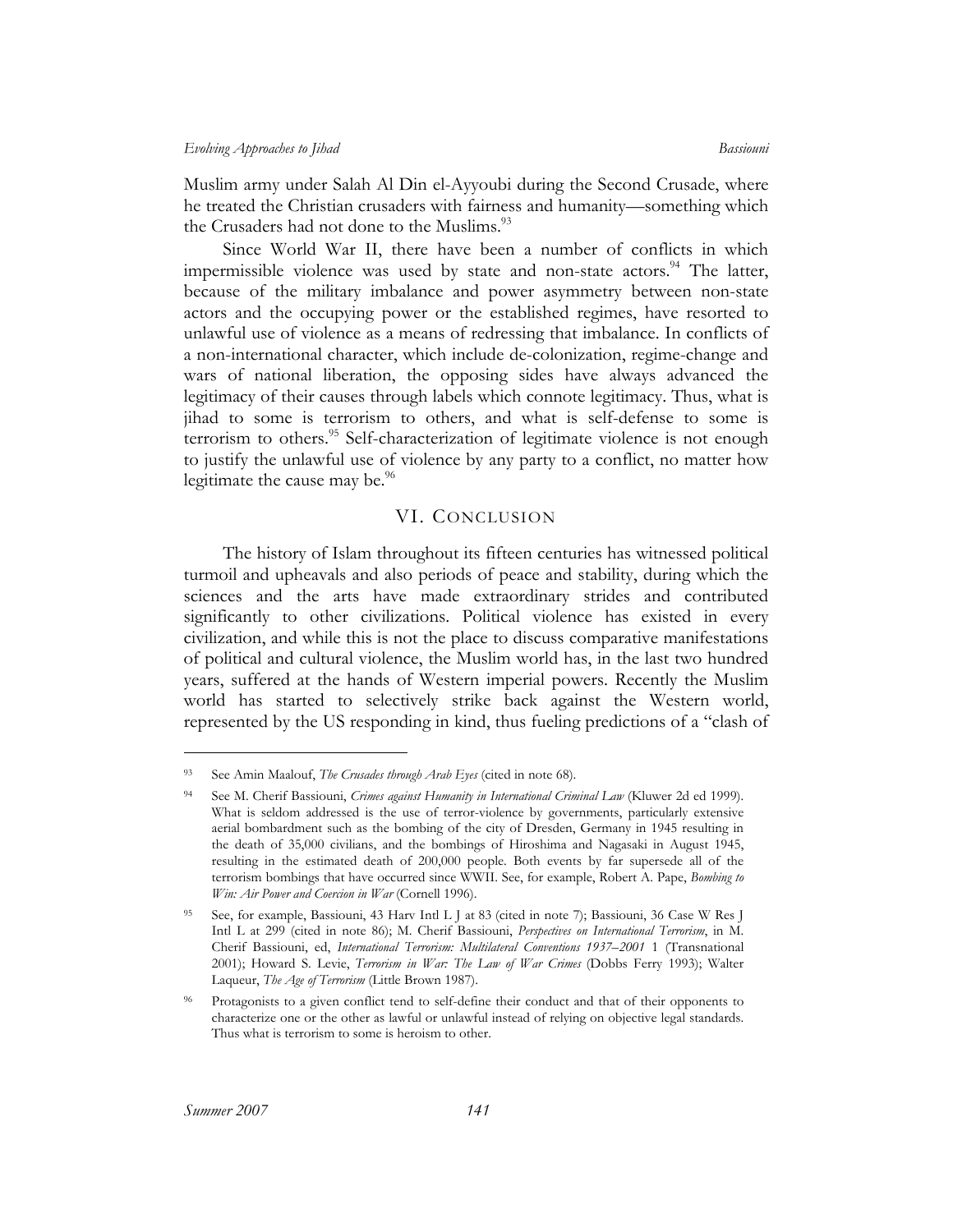Muslim army under Salah Al Din el-Ayyoubi during the Second Crusade, where he treated the Christian crusaders with fairness and humanity—something which the Crusaders had not done to the Muslims.[93]

Since World War II, there have been a number of conflicts in which impermissible violence was used by state and non-state actors.[94] The latter, because of the military imbalance and power asymmetry between non-state actors and the occupying power or the established regimes, have resorted to unlawful use of violence as a means of redressing that imbalance. In conflicts of a non-international character, which include de-colonization, regime-change and wars of national liberation, the opposing sides have always advanced the legitimacy of their causes through labels which connote legitimacy. Thus, what is jihad to some is terrorism to others, and what is self-defense to some is terrorism to others.[95] Self-characterization of legitimate violence is not enough to justify the unlawful use of violence by any party to a conflict, no matter how legitimate the cause may be.[96]

## VI. Conclusion

The history of Islam throughout its fifteen centuries has witnessed political turmoil and upheavals and also periods of peace and stability, during which the sciences and the arts have made extraordinary strides and contributed significantly to other civilizations. Political violence has existed in every civilization, and while this is not the place to discuss comparative manifestations of political and cultural violence, the Muslim world has, in the last two hundred years, suffered at the hands of Western imperial powers. Recently the Muslim world has started to selectively strike back against the Western world, represented by the US responding in kind, thus fueling predictions of a "clash of

---

[93] See Amin Maalouf, *The Crusades through Arab Eyes* (cited in note 68).

[94] See M. Cherif Bassiouni, *Crimes against Humanity in International Criminal Law* (Kluwer 2d ed 1999). What is seldom addressed is the use of terror-violence by governments, particularly extensive aerial bombardment such as the bombing of the city of Dresden, Germany in 1945 resulting in the death of 35,000 civilians, and the bombings of Hiroshima and Nagasaki in August 1945, resulting in the estimated death of 200,000 people. Both events by far supersede all of the terrorism bombings that have occurred since WWII. See, for example, Robert A. Pape, *Bombing to Win: Air Power and Coercion in War* (Cornell 1996).

[95] See, for example, Bassiouni, 43 Harv Intl L J at 83 (cited in note 7); Bassiouni, 36 Case W Res J Intl L at 299 (cited in note 86); M. Cherif Bassiouni, *Perspectives on International Terrorism*, in M. Cherif Bassiouni, ed, *International Terrorism: Multilateral Conventions 1937–2001* 1 (Transnational 2001); Howard S. Levie, *Terrorism in War: The Law of War Crimes* (Dobbs Ferry 1993); Walter Laqueur, *The Age of Terrorism* (Little Brown 1987).

[96] Protagonists to a given conflict tend to self-define their conduct and that of their opponents to characterize one or the other as lawful or unlawful instead of relying on objective legal standards. Thus what is terrorism to some is heroism to other.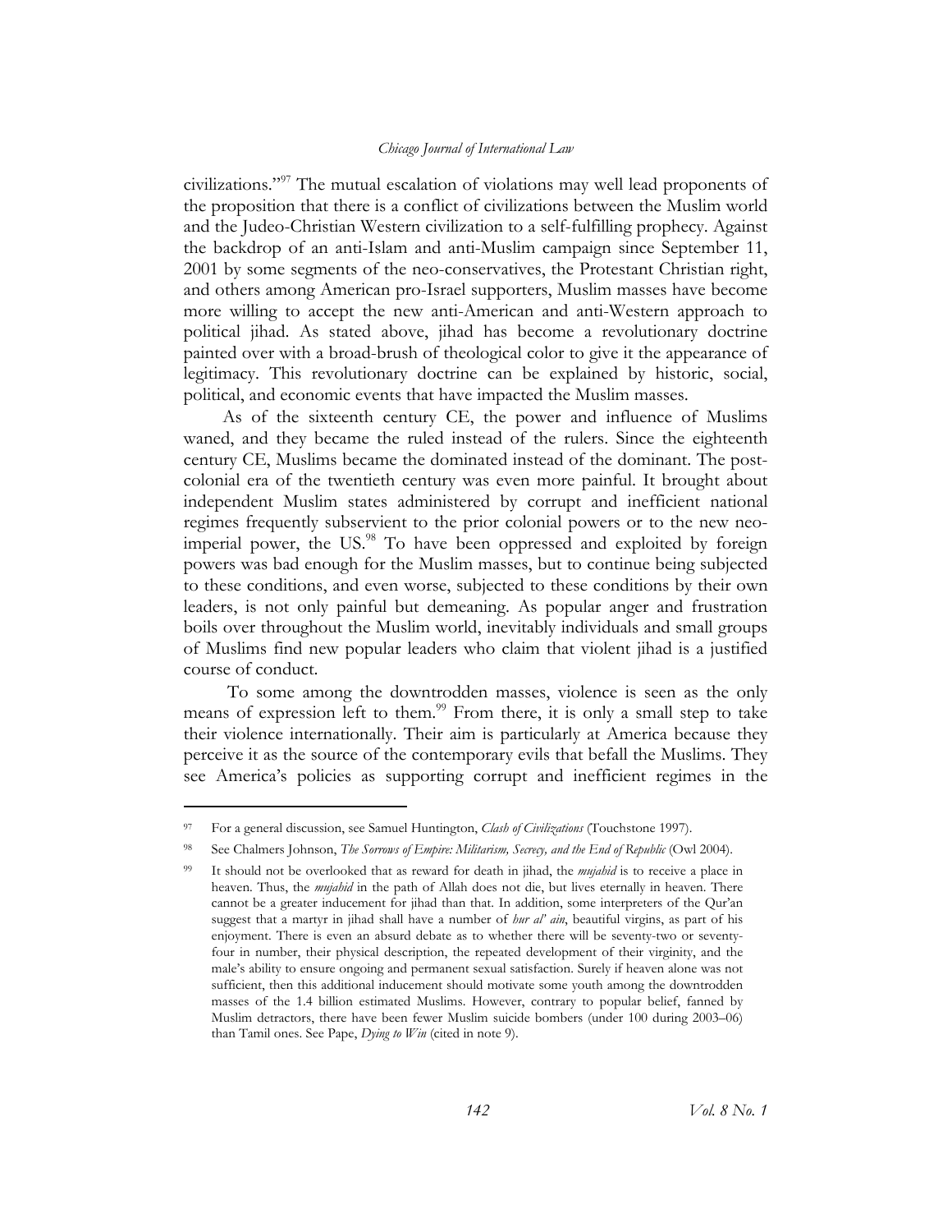civilizations."[97] The mutual escalation of violations may well lead proponents of the proposition that there is a conflict of civilizations between the Muslim world and the Judeo-Christian Western civilization to a self-fulfilling prophecy. Against the backdrop of an anti-Islam and anti-Muslim campaign since September 11, 2001 by some segments of the neo-conservatives, the Protestant Christian right, and others among American pro-Israel supporters, Muslim masses have become more willing to accept the new anti-American and anti-Western approach to political jihad. As stated above, jihad has become a revolutionary doctrine painted over with a broad-brush of theological color to give it the appearance of legitimacy. This revolutionary doctrine can be explained by historic, social, political, and economic events that have impacted the Muslim masses.

As of the sixteenth century CE, the power and influence of Muslims waned, and they became the ruled instead of the rulers. Since the eighteenth century CE, Muslims became the dominated instead of the dominant. The post-colonial era of the twentieth century was even more painful. It brought about independent Muslim states administered by corrupt and inefficient national regimes frequently subservient to the prior colonial powers or to the new neo-imperial power, the US.[98] To have been oppressed and exploited by foreign powers was bad enough for the Muslim masses, but to continue being subjected to these conditions, and even worse, subjected to these conditions by their own leaders, is not only painful but demeaning. As popular anger and frustration boils over throughout the Muslim world, inevitably individuals and small groups of Muslims find new popular leaders who claim that violent jihad is a justified course of conduct.

To some among the downtrodden masses, violence is seen as the only means of expression left to them.[99] From there, it is only a small step to take their violence internationally. Their aim is particularly at America because they perceive it as the source of the contemporary evils that befall the Muslims. They see America's policies as supporting corrupt and inefficient regimes in the

---

[97] For a general discussion, see Samuel Huntington, *Clash of Civilizations* (Touchstone 1997).

[98] See Chalmers Johnson, *The Sorrows of Empire: Militarism, Secrecy, and the End of Republic* (Owl 2004).

[99] It should not be overlooked that as reward for death in jihad, the *mujahid* is to receive a place in heaven. Thus, the *mujahid* in the path of Allah does not die, but lives eternally in heaven. There cannot be a greater inducement for jihad than that. In addition, some interpreters of the Qur'an suggest that a martyr in jihad shall have a number of *hur al' ain*, beautiful virgins, as part of his enjoyment. There is even an absurd debate as to whether there will be seventy-two or seventy-four in number, their physical description, the repeated development of their virginity, and the male's ability to ensure ongoing and permanent sexual satisfaction. Surely if heaven alone was not sufficient, then this additional inducement should motivate some youth among the downtrodden masses of the 1.4 billion estimated Muslims. However, contrary to popular belief, fanned by Muslim detractors, there have been fewer Muslim suicide bombers (under 100 during 2003–06) than Tamil ones. See Pape, *Dying to Win* (cited in note 9).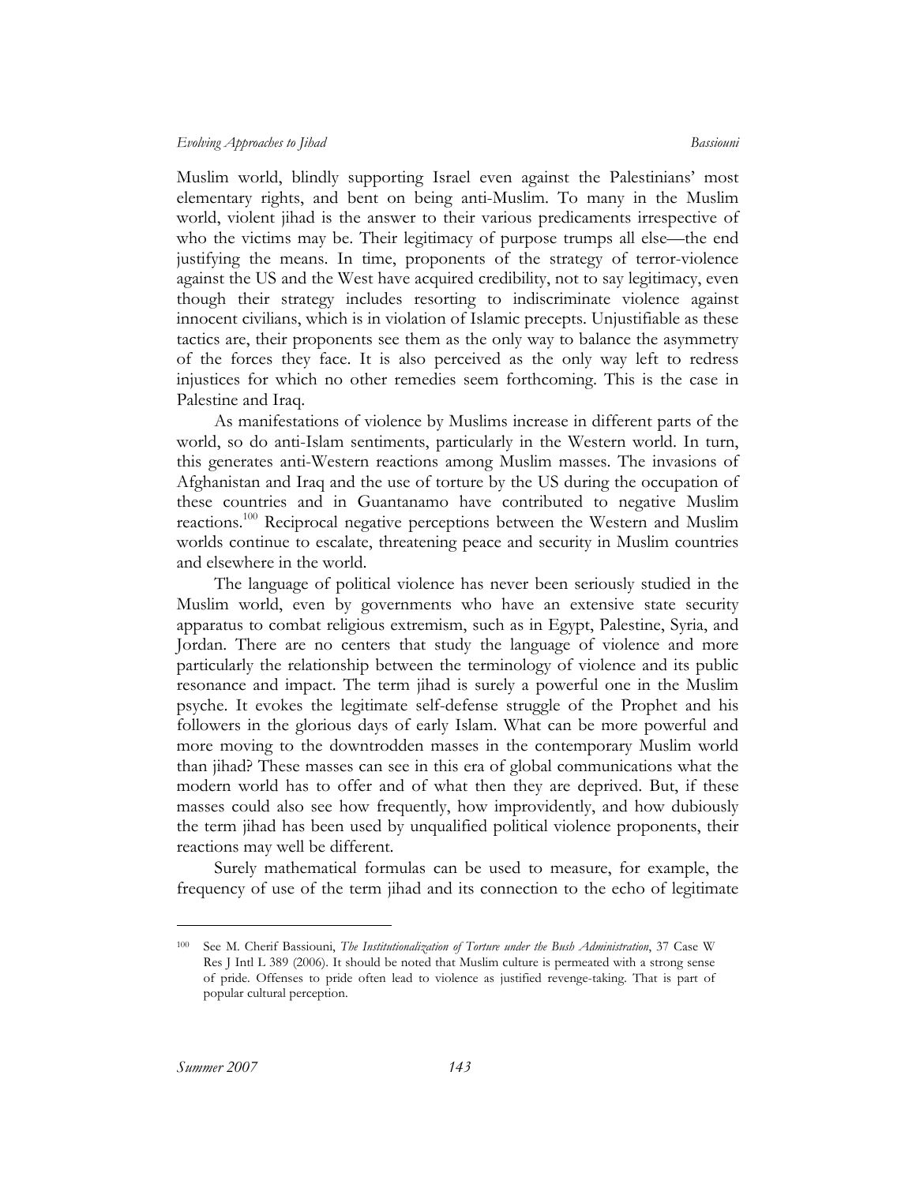Muslim world, blindly supporting Israel even against the Palestinians' most elementary rights, and bent on being anti-Muslim. To many in the Muslim world, violent jihad is the answer to their various predicaments irrespective of who the victims may be. Their legitimacy of purpose trumps all else—the end justifying the means. In time, proponents of the strategy of terror-violence against the US and the West have acquired credibility, not to say legitimacy, even though their strategy includes resorting to indiscriminate violence against innocent civilians, which is in violation of Islamic precepts. Unjustifiable as these tactics are, their proponents see them as the only way to balance the asymmetry of the forces they face. It is also perceived as the only way left to redress injustices for which no other remedies seem forthcoming. This is the case in Palestine and Iraq.

As manifestations of violence by Muslims increase in different parts of the world, so do anti-Islam sentiments, particularly in the Western world. In turn, this generates anti-Western reactions among Muslim masses. The invasions of Afghanistan and Iraq and the use of torture by the US during the occupation of these countries and in Guantanamo have contributed to negative Muslim reactions.[100] Reciprocal negative perceptions between the Western and Muslim worlds continue to escalate, threatening peace and security in Muslim countries and elsewhere in the world.

The language of political violence has never been seriously studied in the Muslim world, even by governments who have an extensive state security apparatus to combat religious extremism, such as in Egypt, Palestine, Syria, and Jordan. There are no centers that study the language of violence and more particularly the relationship between the terminology of violence and its public resonance and impact. The term jihad is surely a powerful one in the Muslim psyche. It evokes the legitimate self-defense struggle of the Prophet and his followers in the glorious days of early Islam. What can be more powerful and more moving to the downtrodden masses in the contemporary Muslim world than jihad? These masses can see in this era of global communications what the modern world has to offer and of what then they are deprived. But, if these masses could also see how frequently, how improvidently, and how dubiously the term jihad has been used by unqualified political violence proponents, their reactions may well be different.

Surely mathematical formulas can be used to measure, for example, the frequency of use of the term jihad and its connection to the echo of legitimate

---

[100] See M. Cherif Bassiouni, *The Institutionalization of Torture under the Bush Administration*, 37 Case W Res J Intl L 389 (2006). It should be noted that Muslim culture is permeated with a strong sense of pride. Offenses to pride often lead to violence as justified revenge-taking. That is part of popular cultural perception.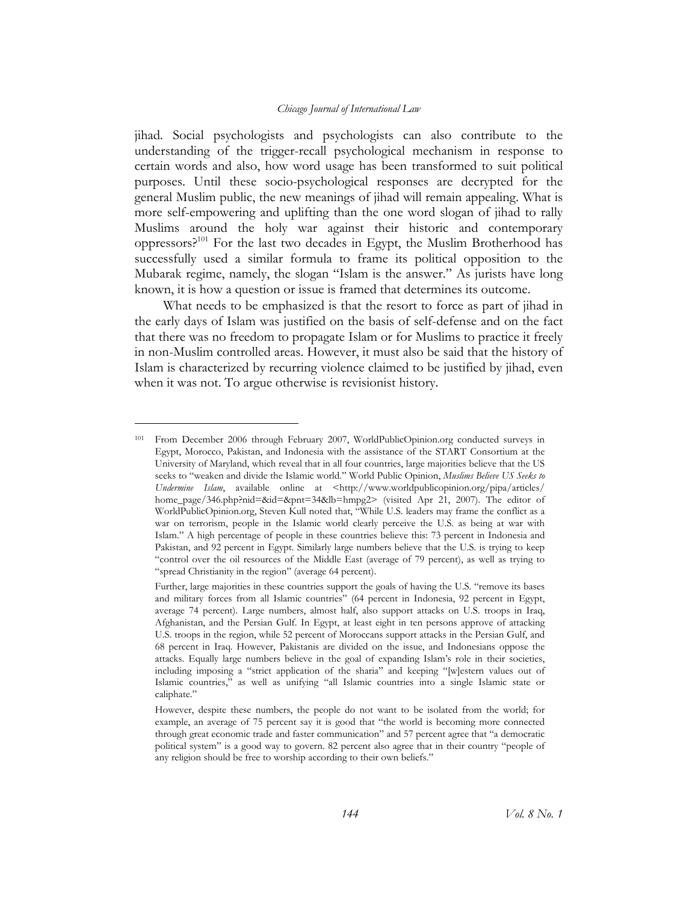jihad. Social psychologists and psychologists can also contribute to the understanding of the trigger-recall psychological mechanism in response to certain words and also, how word usage has been transformed to suit political purposes. Until these socio-psychological responses are decrypted for the general Muslim public, the new meanings of jihad will remain appealing. What is more self-empowering and uplifting than the one word slogan of jihad to rally Muslims around the holy war against their historic and contemporary oppressors?[101] For the last two decades in Egypt, the Muslim Brotherhood has successfully used a similar formula to frame its political opposition to the Mubarak regime, namely, the slogan "Islam is the answer." As jurists have long known, it is how a question or issue is framed that determines its outcome.

What needs to be emphasized is that the resort to force as part of jihad in the early days of Islam was justified on the basis of self-defense and on the fact that there was no freedom to propagate Islam or for Muslims to practice it freely in non-Muslim controlled areas. However, it must also be said that the history of Islam is characterized by recurring violence claimed to be justified by jihad, even when it was not. To argue otherwise is revisionist history.

---

[101] From December 2006 through February 2007, WorldPublicOpinion.org conducted surveys in Egypt, Morocco, Pakistan, and Indonesia with the assistance of the START Consortium at the University of Maryland, which reveal that in all four countries, large majorities believe that the US seeks to "weaken and divide the Islamic world." World Public Opinion, *Muslims Believe US Seeks to Undermine Islam*, available online at <http://www.worldpublicopinion.org/pipa/articles/home_page/346.php?nid=&id=&pnt=34&lb=hmpg2> (visited Apr 21, 2007). The editor of WorldPublicOpinion.org, Steven Kull noted that, "While U.S. leaders may frame the conflict as a war on terrorism, people in the Islamic world clearly perceive the U.S. as being at war with Islam." A high percentage of people in these countries believe this: 73 percent in Indonesia and Pakistan, and 92 percent in Egypt. Similarly large numbers believe that the U.S. is trying to keep "control over the oil resources of the Middle East (average of 79 percent), as well as trying to "spread Christianity in the region" (average 64 percent).

Further, large majorities in these countries support the goals of having the U.S. "remove its bases and military forces from all Islamic countries" (64 percent in Indonesia, 92 percent in Egypt, average 74 percent). Large numbers, almost half, also support attacks on U.S. troops in Iraq, Afghanistan, and the Persian Gulf. In Egypt, at least eight in ten persons approve of attacking U.S. troops in the region, while 52 percent of Moroccans support attacks in the Persian Gulf, and 68 percent in Iraq. However, Pakistanis are divided on the issue, and Indonesians oppose the attacks. Equally large numbers believe in the goal of expanding Islam's role in their societies, including imposing a "strict application of the sharia" and keeping "[w]estern values out of Islamic countries," as well as unifying "all Islamic countries into a single Islamic state or caliphate."

However, despite these numbers, the people do not want to be isolated from the world; for example, an average of 75 percent say it is good that "the world is becoming more connected through great economic trade and faster communication" and 57 percent agree that "a democratic political system" is a good way to govern. 82 percent also agree that in their country "people of any religion should be free to worship according to their own beliefs."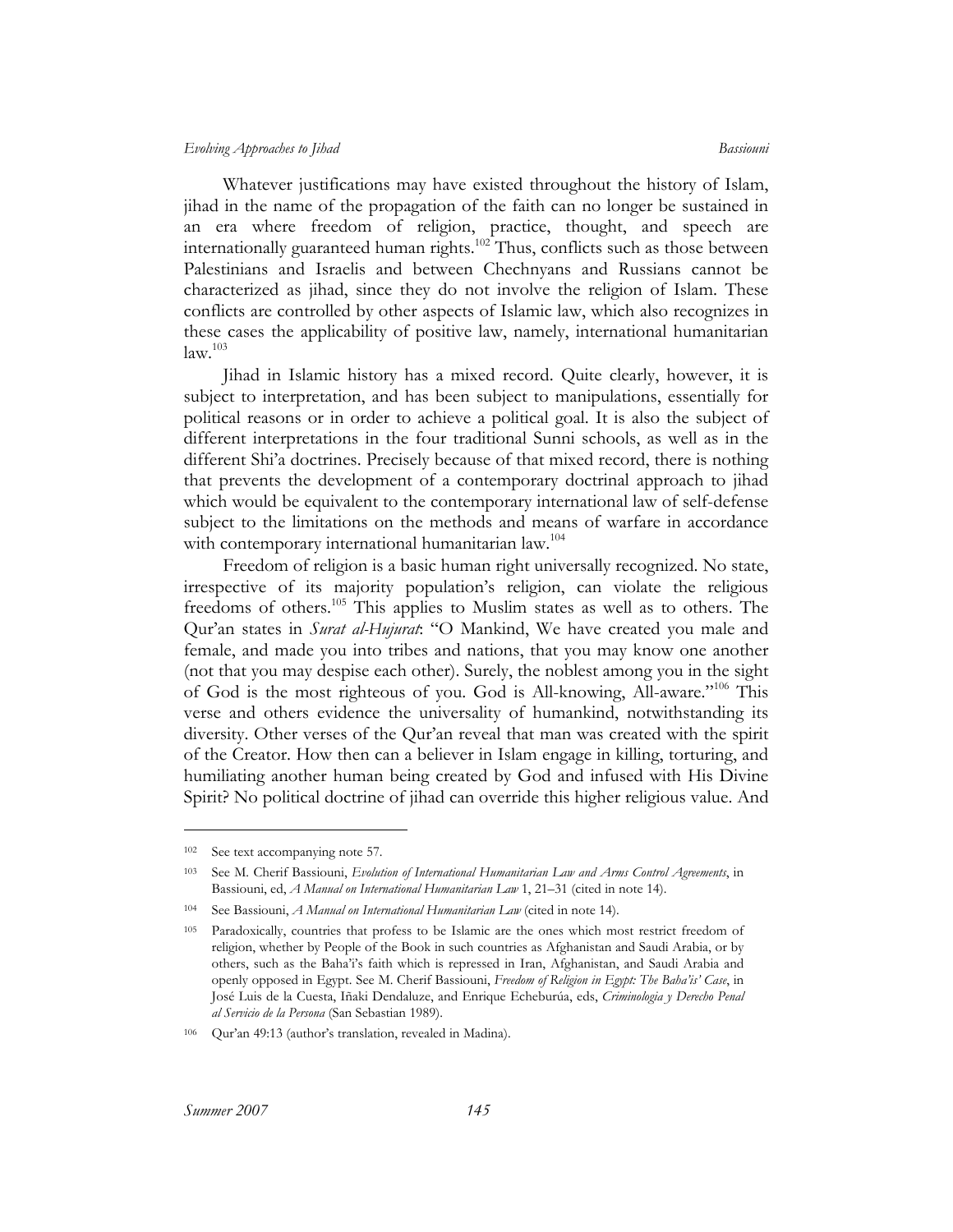Whatever justifications may have existed throughout the history of Islam, jihad in the name of the propagation of the faith can no longer be sustained in an era where freedom of religion, practice, thought, and speech are internationally guaranteed human rights.[102] Thus, conflicts such as those between Palestinians and Israelis and between Chechnyans and Russians cannot be characterized as jihad, since they do not involve the religion of Islam. These conflicts are controlled by other aspects of Islamic law, which also recognizes in these cases the applicability of positive law, namely, international humanitarian law.[103]

Jihad in Islamic history has a mixed record. Quite clearly, however, it is subject to interpretation, and has been subject to manipulations, essentially for political reasons or in order to achieve a political goal. It is also the subject of different interpretations in the four traditional Sunni schools, as well as in the different Shi'a doctrines. Precisely because of that mixed record, there is nothing that prevents the development of a contemporary doctrinal approach to jihad which would be equivalent to the contemporary international law of self-defense subject to the limitations on the methods and means of warfare in accordance with contemporary international humanitarian law.[104]

Freedom of religion is a basic human right universally recognized. No state, irrespective of its majority population's religion, can violate the religious freedoms of others.[105] This applies to Muslim states as well as to others. The Qur'an states in *Surat al-Hujurat*: "O Mankind, We have created you male and female, and made you into tribes and nations, that you may know one another (not that you may despise each other). Surely, the noblest among you in the sight of God is the most righteous of you. God is All-knowing, All-aware."[106] This verse and others evidence the universality of humankind, notwithstanding its diversity. Other verses of the Qur'an reveal that man was created with the spirit of the Creator. How then can a believer in Islam engage in killing, torturing, and humiliating another human being created by God and infused with His Divine Spirit? No political doctrine of jihad can override this higher religious value. And

---

[102] See text accompanying note 57.

[103] See M. Cherif Bassiouni, *Evolution of International Humanitarian Law and Arms Control Agreements*, in Bassiouni, ed, *A Manual on International Humanitarian Law* 1, 21–31 (cited in note 14).

[104] See Bassiouni, *A Manual on International Humanitarian Law* (cited in note 14).

[105] Paradoxically, countries that profess to be Islamic are the ones which most restrict freedom of religion, whether by People of the Book in such countries as Afghanistan and Saudi Arabia, or by others, such as the Baha'i's faith which is repressed in Iran, Afghanistan, and Saudi Arabia and openly opposed in Egypt. See M. Cherif Bassiouni, *Freedom of Religion in Egypt: The Baha'is' Case*, in José Luis de la Cuesta, Iñaki Dendaluze, and Enrique Echeburúa, eds, *Criminologia y Derecho Penal al Servicio de la Persona* (San Sebastian 1989).

[106] Qur'an 49:13 (author's translation, revealed in Madina).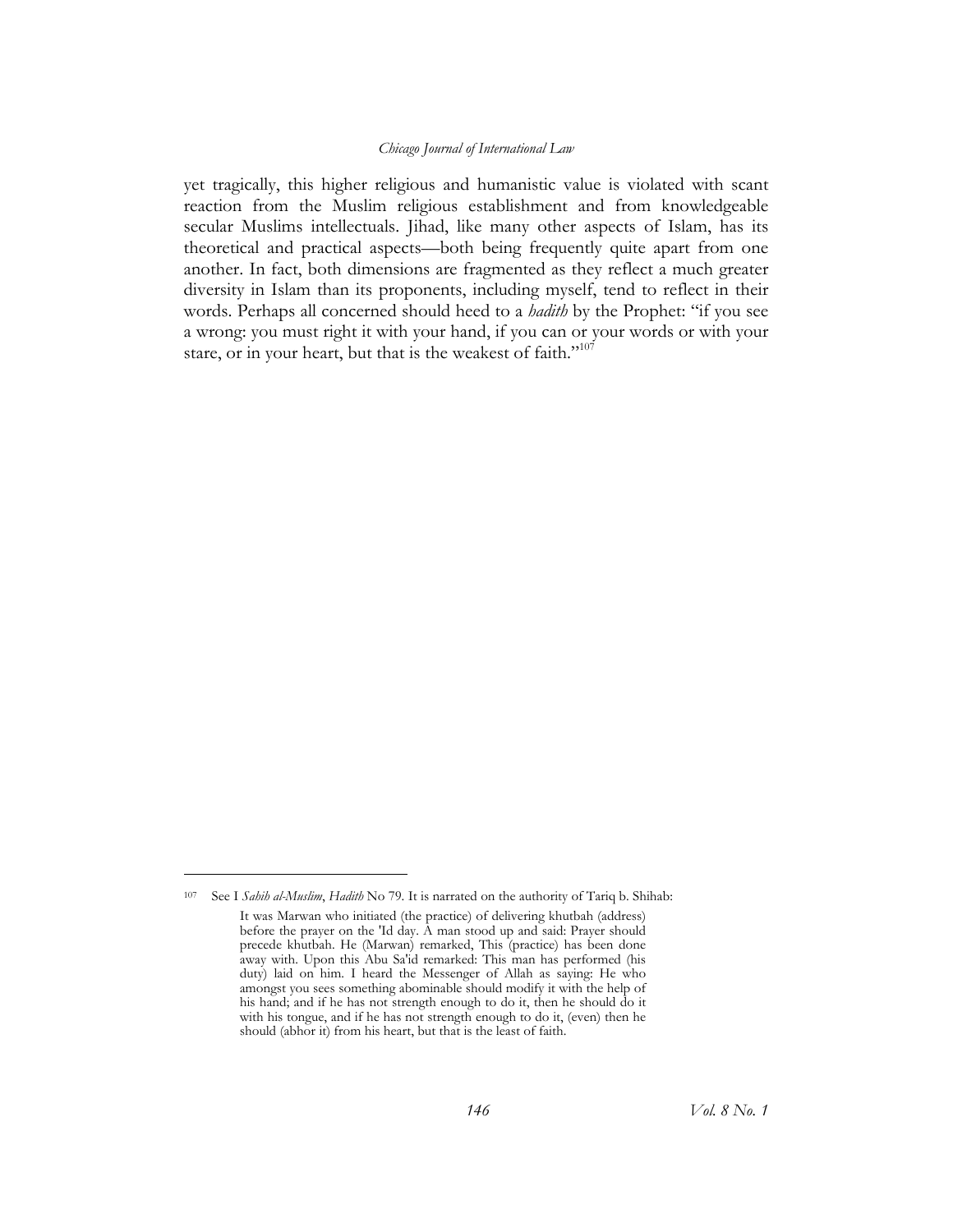yet tragically, this higher religious and humanistic value is violated with scant reaction from the Muslim religious establishment and from knowledgeable secular Muslims intellectuals. Jihad, like many other aspects of Islam, has its theoretical and practical aspects—both being frequently quite apart from one another. In fact, both dimensions are fragmented as they reflect a much greater diversity in Islam than its proponents, including myself, tend to reflect in their words. Perhaps all concerned should heed to a *hadith* by the Prophet: "if you see a wrong: you must right it with your hand, if you can or your words or with your stare, or in your heart, but that is the weakest of faith."[107]

---

[107] See I *Sahih al-Muslim*, *Hadith* No 79. It is narrated on the authority of Tariq b. Shihab:

> It was Marwan who initiated (the practice) of delivering khutbah (address) before the prayer on the 'Id day. A man stood up and said: Prayer should precede khutbah. He (Marwan) remarked, This (practice) has been done away with. Upon this Abu Sa'id remarked: This man has performed (his duty) laid on him. I heard the Messenger of Allah as saying: He who amongst you sees something abominable should modify it with the help of his hand; and if he has not strength enough to do it, then he should do it with his tongue, and if he has not strength enough to do it, (even) then he should (abhor it) from his heart, but that is the least of faith.